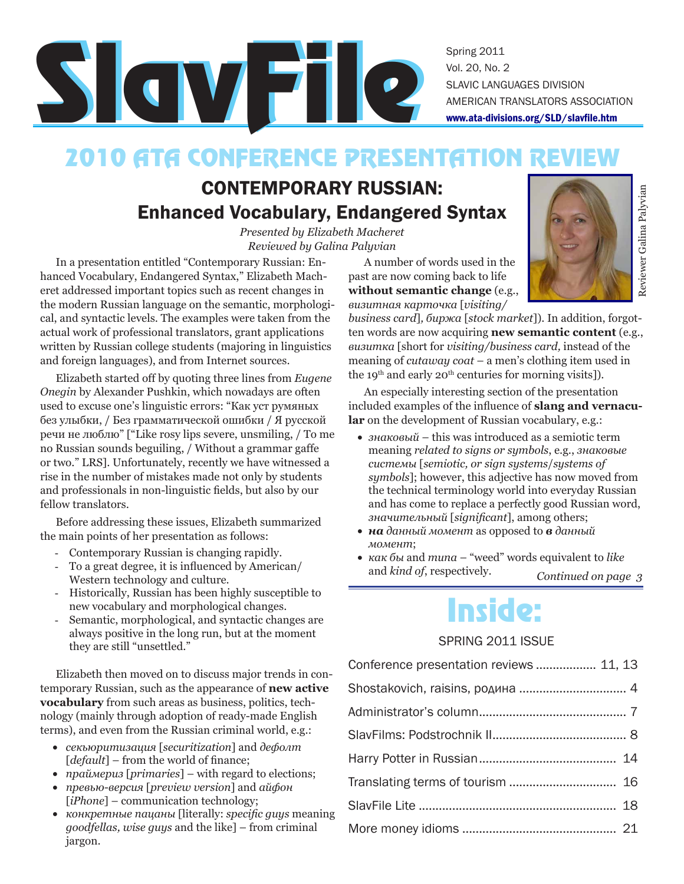# SlavFile

Spring 2011
Vol. 20, No. 2
SLAVIC LANGUAGES DIVISION
AMERICAN TRANSLATORS ASSOCIATION
www.ata-divisions.org/SLD/slavfile.htm

## 2010 ATA CONFERENCE PRESENTATION REVIEW

### CONTEMPORARY RUSSIAN: Enhanced Vocabulary, Endangered Syntax

*Presented by Elizabeth Macheret*
*Reviewed by Galina Palyvian*

Reviewer Galina Palyvian

In a presentation entitled "Contemporary Russian: Enhanced Vocabulary, Endangered Syntax," Elizabeth Macheret addressed important topics such as recent changes in the modern Russian language on the semantic, morphological, and syntactic levels. The examples were taken from the actual work of professional translators, grant applications written by Russian college students (majoring in linguistics and foreign languages), and from Internet sources.

Elizabeth started off by quoting three lines from *Eugene Onegin* by Alexander Pushkin, which nowadays are often used to excuse one's linguistic errors: "Как уст румяных без улыбки, / Без грамматической ошибки / Я русской речи не люблю" ["Like rosy lips severe, unsmiling, / To me no Russian sounds beguiling, / Without a grammar gaffe or two." LRS]. Unfortunately, recently we have witnessed a rise in the number of mistakes made not only by students and professionals in non-linguistic fields, but also by our fellow translators.

Before addressing these issues, Elizabeth summarized the main points of her presentation as follows:

- Contemporary Russian is changing rapidly.
- To a great degree, it is influenced by American/Western technology and culture.
- Historically, Russian has been highly susceptible to new vocabulary and morphological changes.
- Semantic, morphological, and syntactic changes are always positive in the long run, but at the moment they are still "unsettled."

Elizabeth then moved on to discuss major trends in contemporary Russian, such as the appearance of **new active vocabulary** from such areas as business, politics, technology (mainly through adoption of ready-made English terms), and even from the Russian criminal world, e.g.:

- *секьюритизация* [*securitization*] and *дефолт* [*default*] – from the world of finance;
- *праймериз* [*primaries*] – with regard to elections;
- *превью-версия* [*preview version*] and *айфон* [*iPhone*] – communication technology;
- *конкретные пацаны* [literally: *specific guys* meaning *goodfellas, wise guys* and the like] – from criminal jargon.

A number of words used in the past are now coming back to life **without semantic change** (e.g., *визитная карточка* [*visiting/business card*], *биржа* [*stock market*]). In addition, forgotten words are now acquiring **new semantic content** (e.g., *визитка* [short for *visiting/business card,* instead of the meaning of *cutaway coat* – a men's clothing item used in the 19th and early 20th centuries for morning visits]).

An especially interesting section of the presentation included examples of the influence of **slang and vernacular** on the development of Russian vocabulary, e.g.:

- *знаковый* – this was introduced as a semiotic term meaning *related to signs or symbols*, e.g., *знаковые системы* [*semiotic, or sign systems/systems of symbols*]; however, this adjective has now moved from the technical terminology world into everyday Russian and has come to replace a perfectly good Russian word, *значительный* [*significant*], among others;
- ***на*** *данный момент* as opposed to ***в*** *данный момент*;
- *как бы* and *типа* – "weed" words equivalent to *like* and *kind of*, respectively.

*Continued on page 3*

## Inside:

SPRING 2011 ISSUE

Conference presentation reviews .................. 11, 13
Shostakovich, raisins, родина ................................ 4
Administrator's column............................................ 7
SlavFilms: Podstrochnik II........................................ 8
Harry Potter in Russian......................................... 14
Translating terms of tourism ................................ 16
SlavFile Lite ........................................................... 18
More money idioms .............................................. 21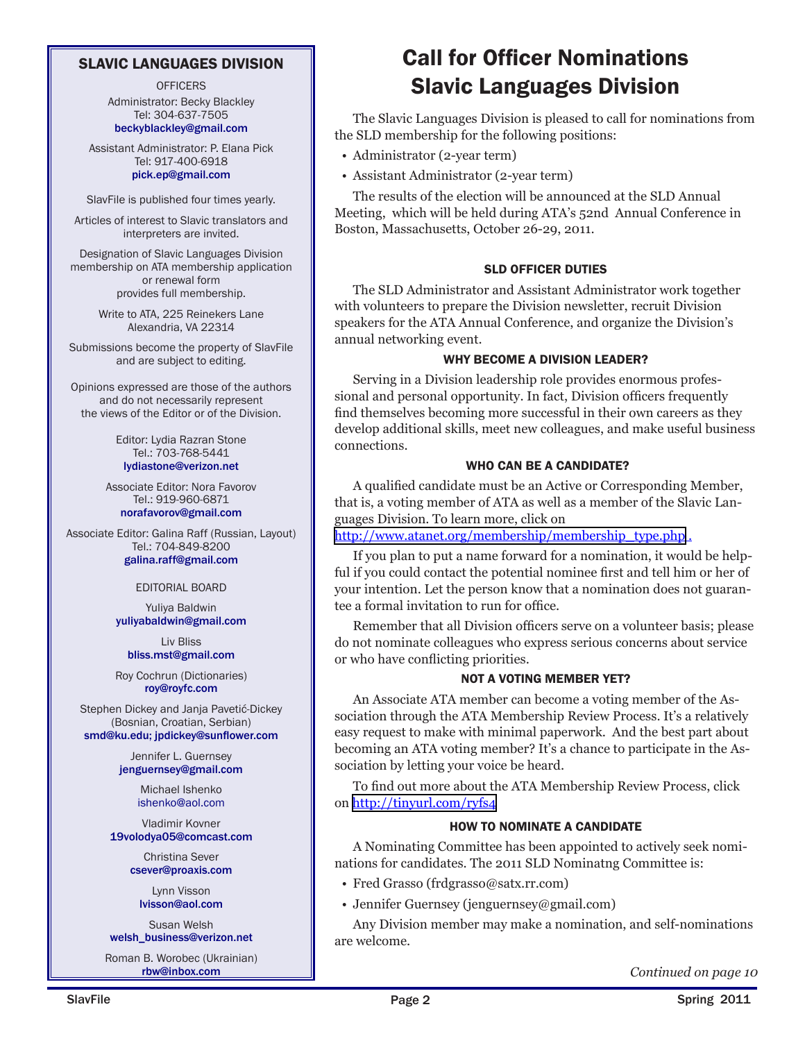## SLAVIC LANGUAGES DIVISION

OFFICERS

Administrator: Becky Blackley
Tel: 304-637-7505
beckyblackley@gmail.com

Assistant Administrator: P. Elana Pick
Tel: 917-400-6918
pick.ep@gmail.com

SlavFile is published four times yearly.

Articles of interest to Slavic translators and interpreters are invited.

Designation of Slavic Languages Division membership on ATA membership application or renewal form provides full membership.

Write to ATA, 225 Reinekers Lane
Alexandria, VA 22314

Submissions become the property of SlavFile and are subject to editing.

Opinions expressed are those of the authors and do not necessarily represent the views of the Editor or of the Division.

Editor: Lydia Razran Stone
Tel.: 703-768-5441
lydiastone@verizon.net

Associate Editor: Nora Favorov
Tel.: 919-960-6871
norafavorov@gmail.com

Associate Editor: Galina Raff (Russian, Layout)
Tel.: 704-849-8200
galina.raff@gmail.com

EDITORIAL BOARD

Yuliya Baldwin
yuliyabaldwin@gmail.com

Liv Bliss
bliss.mst@gmail.com

Roy Cochrun (Dictionaries)
roy@royfc.com

Stephen Dickey and Janja Pavetić-Dickey
(Bosnian, Croatian, Serbian)
smd@ku.edu; jpdickey@sunflower.com

Jennifer L. Guernsey
jenguernsey@gmail.com

Michael Ishenko
ishenko@aol.com

Vladimir Kovner
19volodya05@comcast.com

Christina Sever
csever@proaxis.com

Lynn Visson
lvisson@aol.com

Susan Welsh
welsh_business@verizon.net

Roman B. Worobec (Ukrainian)
rbw@inbox.com

# Call for Officer Nominations Slavic Languages Division

The Slavic Languages Division is pleased to call for nominations from the SLD membership for the following positions:

- Administrator (2-year term)
- Assistant Administrator (2-year term)

The results of the election will be announced at the SLD Annual Meeting, which will be held during ATA's 52nd Annual Conference in Boston, Massachusetts, October 26-29, 2011.

### SLD OFFICER DUTIES

The SLD Administrator and Assistant Administrator work together with volunteers to prepare the Division newsletter, recruit Division speakers for the ATA Annual Conference, and organize the Division's annual networking event.

### WHY BECOME A DIVISION LEADER?

Serving in a Division leadership role provides enormous professional and personal opportunity. In fact, Division officers frequently find themselves becoming more successful in their own careers as they develop additional skills, meet new colleagues, and make useful business connections.

### WHO CAN BE A CANDIDATE?

A qualified candidate must be an Active or Corresponding Member, that is, a voting member of ATA as well as a member of the Slavic Languages Division. To learn more, click on http://www.atanet.org/membership/membership_type.php .

If you plan to put a name forward for a nomination, it would be helpful if you could contact the potential nominee first and tell him or her of your intention. Let the person know that a nomination does not guarantee a formal invitation to run for office.

Remember that all Division officers serve on a volunteer basis; please do not nominate colleagues who express serious concerns about service or who have conflicting priorities.

### NOT A VOTING MEMBER YET?

An Associate ATA member can become a voting member of the Association through the ATA Membership Review Process. It's a relatively easy request to make with minimal paperwork. And the best part about becoming an ATA voting member? It's a chance to participate in the Association by letting your voice be heard.

To find out more about the ATA Membership Review Process, click on http://tinyurl.com/ryfs4

### HOW TO NOMINATE A CANDIDATE

A Nominating Committee has been appointed to actively seek nominations for candidates. The 2011 SLD Nominatng Committee is:

- Fred Grasso (frdgrasso@satx.rr.com)
- Jennifer Guernsey (jenguernsey@gmail.com)

Any Division member may make a nomination, and self-nominations are welcome.

*Continued on page 10*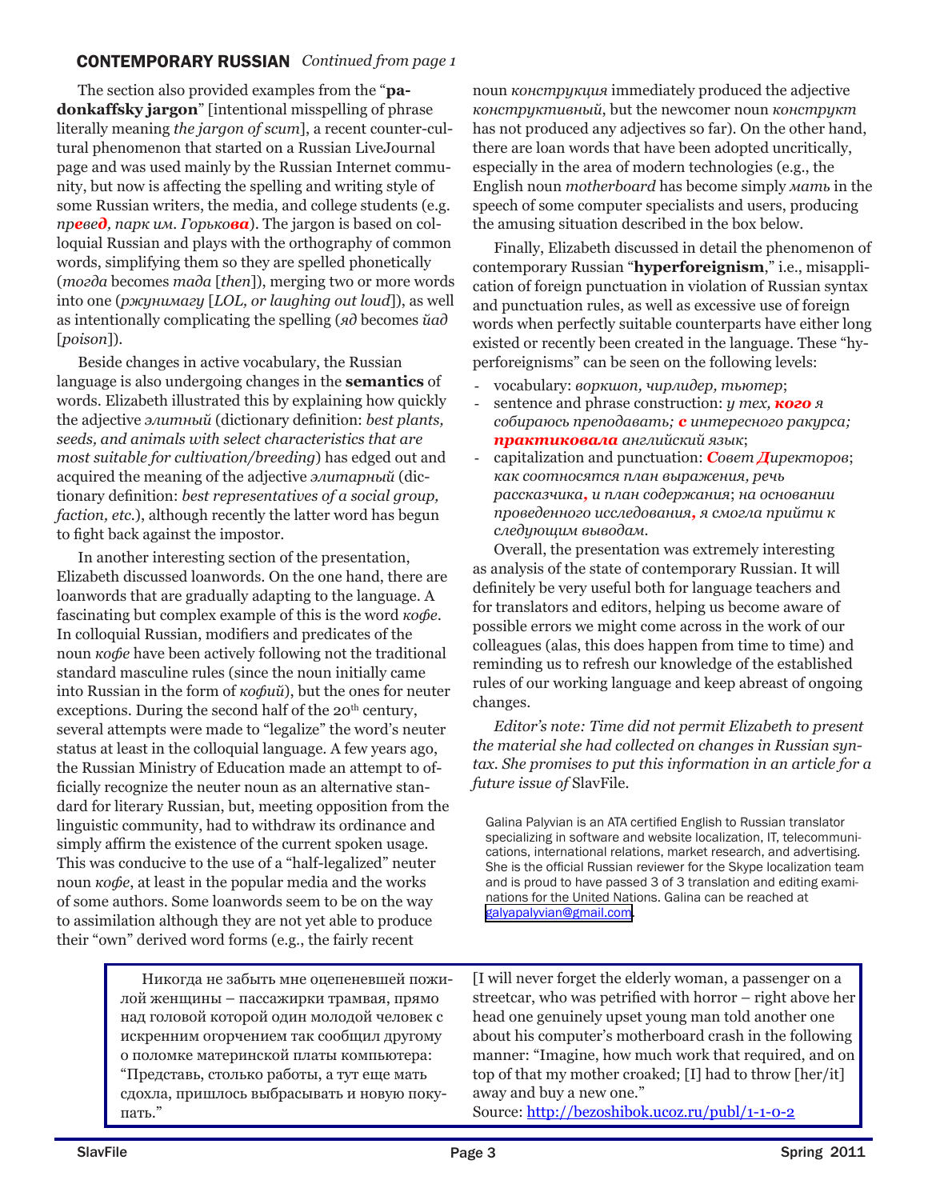## CONTEMPORARY RUSSIAN *Continued from page 1*

The section also provided examples from the "**padonkaffsky jargon**" [intentional misspelling of phrase literally meaning *the jargon of scum*], a recent counter-cultural phenomenon that started on a Russian LiveJournal page and was used mainly by the Russian Internet community, but now is affecting the spelling and writing style of some Russian writers, the media, and college students (e.g. *пр**е**ве**д**, парк им. Горько**ва***). The jargon is based on colloquial Russian and plays with the orthography of common words, simplifying them so they are spelled phonetically (*тогда* becomes *тада* [*then*]), merging two or more words into one (*ржунимагу* [*LOL, or laughing out loud*]), as well as intentionally complicating the spelling (*яд* becomes *йад* [*poison*]).

Beside changes in active vocabulary, the Russian language is also undergoing changes in the **semantics** of words. Elizabeth illustrated this by explaining how quickly the adjective *элитный* (dictionary definition: *best plants, seeds, and animals with select characteristics that are most suitable for cultivation/breeding*) has edged out and acquired the meaning of the adjective *элитарный* (dictionary definition: *best representatives of a social group, faction, etc.*), although recently the latter word has begun to fight back against the impostor.

In another interesting section of the presentation, Elizabeth discussed loanwords. On the one hand, there are loanwords that are gradually adapting to the language. A fascinating but complex example of this is the word *кофе*. In colloquial Russian, modifiers and predicates of the noun *кофе* have been actively following not the traditional standard masculine rules (since the noun initially came into Russian in the form of *кофий*), but the ones for neuter exceptions. During the second half of the 20th century, several attempts were made to "legalize" the word's neuter status at least in the colloquial language. A few years ago, the Russian Ministry of Education made an attempt to officially recognize the neuter noun as an alternative standard for literary Russian, but, meeting opposition from the linguistic community, had to withdraw its ordinance and simply affirm the existence of the current spoken usage. This was conducive to the use of a "half-legalized" neuter noun *кофе*, at least in the popular media and the works of some authors. Some loanwords seem to be on the way to assimilation although they are not yet able to produce their "own" derived word forms (e.g., the fairly recent noun *конструкция* immediately produced the adjective *конструктивный*, but the newcomer noun *конструкт* has not produced any adjectives so far). On the other hand, there are loan words that have been adopted uncritically, especially in the area of modern technologies (e.g., the English noun *motherboard* has become simply *мать* in the speech of some computer specialists and users, producing the amusing situation described in the box below.

Finally, Elizabeth discussed in detail the phenomenon of contemporary Russian "**hyperforeignism**," i.e., misapplication of foreign punctuation in violation of Russian syntax and punctuation rules, as well as excessive use of foreign words when perfectly suitable counterparts have either long existed or recently been created in the language. These "hyperforeignisms" can be seen on the following levels:

- vocabulary: *воркшоп, чирлидер, тьютер*;
- sentence and phrase construction: *у тех, **кого** я собираюсь преподавать; **с** интересного ракурса; **практиковала** английский язык*;
- capitalization and punctuation: ***С**овет **Д**иректоров*; *как соотносятся план выражения, речь рассказчика**,** и план содержания*; *на основании проведенного исследования**,** я смогла прийти к следующим выводам.*

Overall, the presentation was extremely interesting as analysis of the state of contemporary Russian. It will definitely be very useful both for language teachers and for translators and editors, helping us become aware of possible errors we might come across in the work of our colleagues (alas, this does happen from time to time) and reminding us to refresh our knowledge of the established rules of our working language and keep abreast of ongoing changes.

*Editor's note: Time did not permit Elizabeth to present the material she had collected on changes in Russian syntax. She promises to put this information in an article for a future issue of* SlavFile.

Galina Palyvian is an ATA certified English to Russian translator specializing in software and website localization, IT, telecommunications, international relations, market research, and advertising. She is the official Russian reviewer for the Skype localization team and is proud to have passed 3 of 3 translation and editing examinations for the United Nations. Galina can be reached at galyapalyvian@gmail.com.

---

Никогда не забыть мне оцепеневшей пожилой женщины – пассажирки трамвая, прямо над головой которой один молодой человек с искренним огорчением так сообщил другому о поломке материнской платы компьютера: "Представь, столько работы, а тут еще мать сдохла, пришлось выбрасывать и новую покупать."

[I will never forget the elderly woman, a passenger on a streetcar, who was petrified with horror – right above her head one genuinely upset young man told another one about his computer's motherboard crash in the following manner: "Imagine, how much work that required, and on top of that my mother croaked; [I] had to throw [her/it] away and buy a new one."
Source: http://bezoshibok.ucoz.ru/publ/1-1-0-2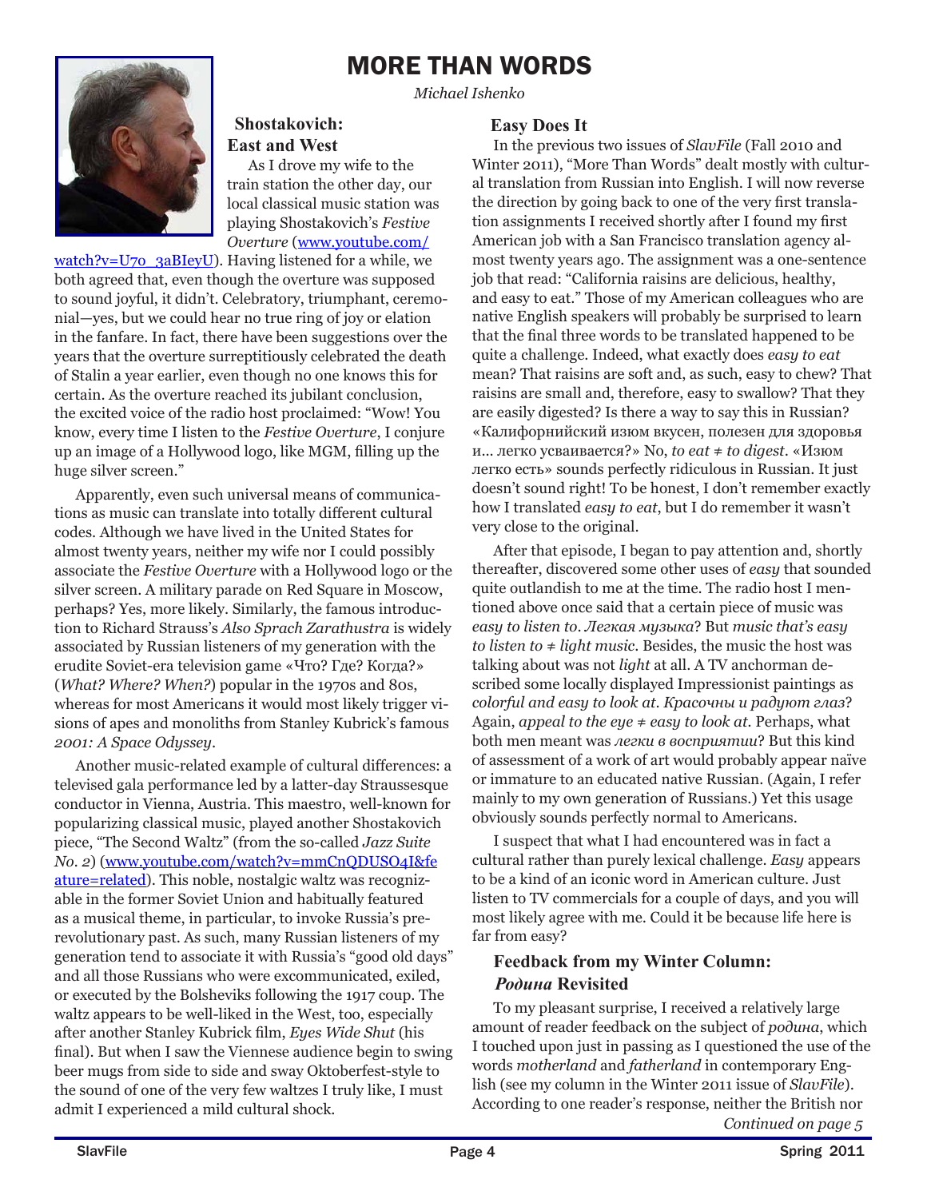// MORE THAN WORDS

*Michael Ishenko*

### Shostakovich: East and West

As I drove my wife to the train station the other day, our local classical music station was playing Shostakovich's *Festive Overture* (www.youtube.com/watch?v=U7o_3aBIeyU). Having listened for a while, we both agreed that, even though the overture was supposed to sound joyful, it didn't. Celebratory, triumphant, ceremonial—yes, but we could hear no true ring of joy or elation in the fanfare. In fact, there have been suggestions over the years that the overture surreptitiously celebrated the death of Stalin a year earlier, even though no one knows this for certain. As the overture reached its jubilant conclusion, the excited voice of the radio host proclaimed: "Wow! You know, every time I listen to the *Festive Overture*, I conjure up an image of a Hollywood logo, like MGM, filling up the huge silver screen."

Apparently, even such universal means of communications as music can translate into totally different cultural codes. Although we have lived in the United States for almost twenty years, neither my wife nor I could possibly associate the *Festive Overture* with a Hollywood logo or the silver screen. A military parade on Red Square in Moscow, perhaps? Yes, more likely. Similarly, the famous introduction to Richard Strauss's *Also Sprach Zarathustra* is widely associated by Russian listeners of my generation with the erudite Soviet-era television game «Что? Где? Когда?» (*What? Where? When?*) popular in the 1970s and 80s, whereas for most Americans it would most likely trigger visions of apes and monoliths from Stanley Kubrick's famous *2001: A Space Odyssey*.

Another music-related example of cultural differences: a televised gala performance led by a latter-day Straussesque conductor in Vienna, Austria. This maestro, well-known for popularizing classical music, played another Shostakovich piece, "The Second Waltz" (from the so-called *Jazz Suite No. 2*) (www.youtube.com/watch?v=mmCnQDUSO4I&feature=related). This noble, nostalgic waltz was recognizable in the former Soviet Union and habitually featured as a musical theme, in particular, to invoke Russia's pre-revolutionary past. As such, many Russian listeners of my generation tend to associate it with Russia's "good old days" and all those Russians who were excommunicated, exiled, or executed by the Bolsheviks following the 1917 coup. The waltz appears to be well-liked in the West, too, especially after another Stanley Kubrick film, *Eyes Wide Shut* (his final). But when I saw the Viennese audience begin to swing beer mugs from side to side and sway Oktoberfest-style to the sound of one of the very few waltzes I truly like, I must admit I experienced a mild cultural shock.

### Easy Does It

In the previous two issues of *SlavFile* (Fall 2010 and Winter 2011), "More Than Words" dealt mostly with cultural translation from Russian into English. I will now reverse the direction by going back to one of the very first translation assignments I received shortly after I found my first American job with a San Francisco translation agency almost twenty years ago. The assignment was a one-sentence job that read: "California raisins are delicious, healthy, and easy to eat." Those of my American colleagues who are native English speakers will probably be surprised to learn that the final three words to be translated happened to be quite a challenge. Indeed, what exactly does *easy to eat* mean? That raisins are soft and, as such, easy to chew? That raisins are small and, therefore, easy to swallow? That they are easily digested? Is there a way to say this in Russian? «Калифорнийский изюм вкусен, полезен для здоровья и... легко усваивается?» No, *to eat ≠ to digest*. «Изюм легко есть» sounds perfectly ridiculous in Russian. It just doesn't sound right! To be honest, I don't remember exactly how I translated *easy to eat*, but I do remember it wasn't very close to the original.

After that episode, I began to pay attention and, shortly thereafter, discovered some other uses of *easy* that sounded quite outlandish to me at the time. The radio host I mentioned above once said that a certain piece of music was *easy to listen to*. *Легкая музыка*? But *music that's easy to listen to ≠ light music*. Besides, the music the host was talking about was not *light* at all. A TV anchorman described some locally displayed Impressionist paintings as *colorful and easy to look at*. *Красочны и радуют глаз*? Again, *appeal to the eye ≠ easy to look at*. Perhaps, what both men meant was *легки в восприятии*? But this kind of assessment of a work of art would probably appear naïve or immature to an educated native Russian. (Again, I refer mainly to my own generation of Russians.) Yet this usage obviously sounds perfectly normal to Americans.

I suspect that what I had encountered was in fact a cultural rather than purely lexical challenge. *Easy* appears to be a kind of an iconic word in American culture. Just listen to TV commercials for a couple of days, and you will most likely agree with me. Could it be because life here is far from easy?

### Feedback from my Winter Column: *Родина* Revisited

To my pleasant surprise, I received a relatively large amount of reader feedback on the subject of *родина*, which I touched upon just in passing as I questioned the use of the words *motherland* and *fatherland* in contemporary English (see my column in the Winter 2011 issue of *SlavFile*). According to one reader's response, neither the British nor

*Continued on page 5*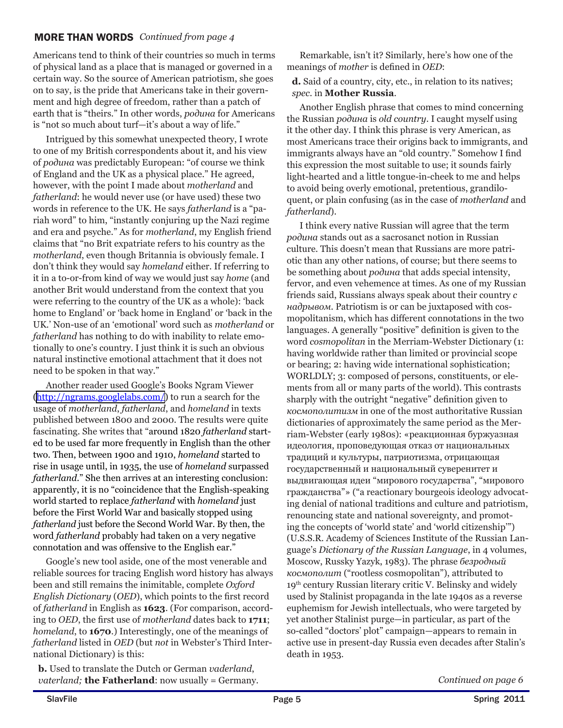**MORE THAN WORDS** *Continued from page 4*

Americans tend to think of their countries so much in terms of physical land as a place that is managed or governed in a certain way. So the source of American patriotism, she goes on to say, is the pride that Americans take in their government and high degree of freedom, rather than a patch of earth that is "theirs." In other words, *родина* for Americans is "not so much about turf—it's about a way of life."

Intrigued by this somewhat unexpected theory, I wrote to one of my British correspondents about it, and his view of *родина* was predictably European: "of course we think of England and the UK as a physical place." He agreed, however, with the point I made about *motherland* and *fatherland*: he would never use (or have used) these two words in reference to the UK. He says *fatherland* is a "pariah word" to him, "instantly conjuring up the Nazi regime and era and psyche." As for *motherland*, my English friend claims that "no Brit expatriate refers to his country as the *motherland*, even though Britannia is obviously female. I don't think they would say *homeland* either. If referring to it in a to-or-from kind of way we would just say *home* (and another Brit would understand from the context that you were referring to the country of the UK as a whole): 'back home to England' or 'back home in England' or 'back in the UK.' Non-use of an 'emotional' word such as *motherland* or *fatherland* has nothing to do with inability to relate emotionally to one's country. I just think it is such an obvious natural instinctive emotional attachment that it does not need to be spoken in that way."

Another reader used Google's Books Ngram Viewer (http://ngrams.googlelabs.com/) to run a search for the usage of *motherland*, *fatherland*, and *homeland* in texts published between 1800 and 2000. The results were quite fascinating. She writes that "around 1820 *fatherland* started to be used far more frequently in English than the other two. Then, between 1900 and 1910, *homeland* started to rise in usage until, in 1935, the use of *homeland* surpassed *fatherland*." She then arrives at an interesting conclusion: apparently, it is no "coincidence that the English-speaking world started to replace *fatherland* with *homeland* just before the First World War and basically stopped using *fatherland* just before the Second World War. By then, the word *fatherland* probably had taken on a very negative connotation and was offensive to the English ear."

Google's new tool aside, one of the most venerable and reliable sources for tracing English word history has always been and still remains the inimitable, complete *Oxford English Dictionary* (*OED*), which points to the first record of *fatherland* in English as **1623**. (For comparison, according to *OED*, the first use of *motherland* dates back to **1711**; *homeland*, to **1670**.) Interestingly, one of the meanings of *fatherland* listed in *OED* (but *not* in Webster's Third International Dictionary) is this:

> **b.** Used to translate the Dutch or German *vaderland, vaterland;* **the Fatherland**: now usually = Germany.

Remarkable, isn't it? Similarly, here's how one of the meanings of *mother* is defined in *OED*:

> **d.** Said of a country, city, etc., in relation to its natives; *spec.* in **Mother Russia**.

Another English phrase that comes to mind concerning the Russian *родина* is *old country*. I caught myself using it the other day. I think this phrase is very American, as most Americans trace their origins back to immigrants, and immigrants always have an "old country." Somehow I find this expression the most suitable to use; it sounds fairly light-hearted and a little tongue-in-cheek to me and helps to avoid being overly emotional, pretentious, grandiloquent, or plain confusing (as in the case of *motherland* and *fatherland*).

I think every native Russian will agree that the term *родина* stands out as a sacrosanct notion in Russian culture. This doesn't mean that Russians are more patriotic than any other nations, of course; but there seems to be something about *родина* that adds special intensity, fervor, and even vehemence at times. As one of my Russian friends said, Russians always speak about their country *с надрывом*. Patriotism is or can be juxtaposed with cosmopolitanism, which has different connotations in the two languages. A generally "positive" definition is given to the word *cosmopolitan* in the Merriam-Webster Dictionary (1: having worldwide rather than limited or provincial scope or bearing; 2: having wide international sophistication; WORLDLY; 3: composed of persons, constituents, or elements from all or many parts of the world). This contrasts sharply with the outright "negative" definition given to *космополитизм* in one of the most authoritative Russian dictionaries of approximately the same period as the Merriam-Webster (early 1980s): «реакционная буржуазная идеология, проповедующая отказ от национальных традиций и культуры, патриотизма, отрицающая государственный и национальный суверенитет и выдвигающая идеи "мирового государства", "мирового гражданства"» ("a reactionary bourgeois ideology advocating denial of national traditions and culture and patriotism, renouncing state and national sovereignty, and promoting the concepts of 'world state' and 'world citizenship'") (U.S.S.R. Academy of Sciences Institute of the Russian Language's *Dictionary of the Russian Language*, in 4 volumes, Moscow, Russky Yazyk, 1983). The phrase *безродный космополит* ("rootless cosmopolitan"), attributed to 19th century Russian literary critic V. Belinsky and widely used by Stalinist propaganda in the late 1940s as a reverse euphemism for Jewish intellectuals, who were targeted by yet another Stalinist purge—in particular, as part of the so-called "doctors' plot" campaign—appears to remain in active use in present-day Russia even decades after Stalin's death in 1953.

*Continued on page 6*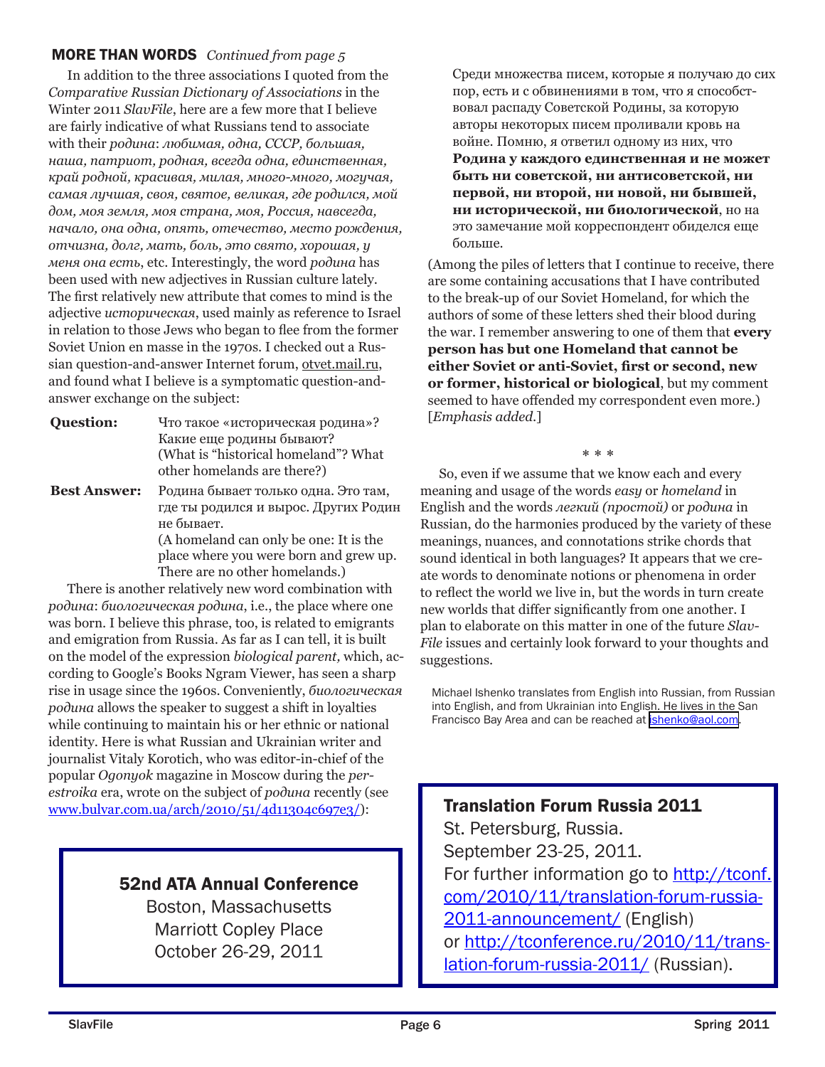## MORE THAN WORDS *Continued from page 5*

In addition to the three associations I quoted from the *Comparative Russian Dictionary of Associations* in the Winter 2011 *SlavFile*, here are a few more that I believe are fairly indicative of what Russians tend to associate with their *родина*: *любимая, одна, СССР, большая, наша, патриот, родная, всегда одна, единственная, край родной, красивая, милая, много-много, могучая, самая лучшая, своя, святое, великая, где родился, мой дом, моя земля, моя страна, моя, Россия, навсегда, начало, она одна, опять, отечество, место рождения, отчизна, долг, мать, боль, это свято, хорошая, у меня она есть*, etc. Interestingly, the word *родина* has been used with new adjectives in Russian culture lately. The first relatively new attribute that comes to mind is the adjective *историческая*, used mainly as reference to Israel in relation to those Jews who began to flee from the former Soviet Union en masse in the 1970s. I checked out a Russian question-and-answer Internet forum, otvet.mail.ru, and found what I believe is a symptomatic question-and-answer exchange on the subject:

**Question:** Что такое «историческая родина»? Какие еще родины бывают? (What is "historical homeland"? What other homelands are there?)

**Best Answer:** Родина бывает только одна. Это там, где ты родился и вырос. Других Родин не бывает. (A homeland can only be one: It is the place where you were born and grew up. There are no other homelands.)

There is another relatively new word combination with *родина*: *биологическая родина*, i.e., the place where one was born. I believe this phrase, too, is related to emigrants and emigration from Russia. As far as I can tell, it is built on the model of the expression *biological parent,* which, according to Google's Books Ngram Viewer, has seen a sharp rise in usage since the 1960s. Conveniently, *биологическая родина* allows the speaker to suggest a shift in loyalties while continuing to maintain his or her ethnic or national identity. Here is what Russian and Ukrainian writer and journalist Vitaly Korotich, who was editor-in-chief of the popular *Ogonyok* magazine in Moscow during the *perestroika* era, wrote on the subject of *родина* recently (see www.bulvar.com.ua/arch/2010/51/4d11304c697e3/):

> Среди множества писем, которые я получаю до сих пор, есть и с обвинениями в том, что я способствовал распаду Советской Родины, за которую авторы некоторых писем проливали кровь на войне. Помню, я ответил одному из них, что **Родина у каждого единственная и не может быть ни советской, ни антисоветской, ни первой, ни второй, ни новой, ни бывшей, ни исторической, ни биологической**, но на это замечание мой корреспондент обиделся еще больше.

(Among the piles of letters that I continue to receive, there are some containing accusations that I have contributed to the break-up of our Soviet Homeland, for which the authors of some of these letters shed their blood during the war. I remember answering to one of them that **every person has but one Homeland that cannot be either Soviet or anti-Soviet, first or second, new or former, historical or biological**, but my comment seemed to have offended my correspondent even more.) [*Emphasis added.*]

\* \* \*

So, even if we assume that we know each and every meaning and usage of the words *easy* or *homeland* in English and the words *легкий (простой)* or *родина* in Russian, do the harmonies produced by the variety of these meanings, nuances, and connotations strike chords that sound identical in both languages? It appears that we create words to denominate notions or phenomena in order to reflect the world we live in, but the words in turn create new worlds that differ significantly from one another. I plan to elaborate on this matter in one of the future *SlavFile* issues and certainly look forward to your thoughts and suggestions.

Michael Ishenko translates from English into Russian, from Russian into English, and from Ukrainian into English. He lives in the San Francisco Bay Area and can be reached at ishenko@aol.com.

### 52nd ATA Annual Conference

Boston, Massachusetts
Marriott Copley Place
October 26-29, 2011

### Translation Forum Russia 2011

St. Petersburg, Russia.
September 23-25, 2011.
For further information go to http://tconf.com/2010/11/translation-forum-russia-2011-announcement/ (English) or http://tconference.ru/2010/11/translation-forum-russia-2011/ (Russian).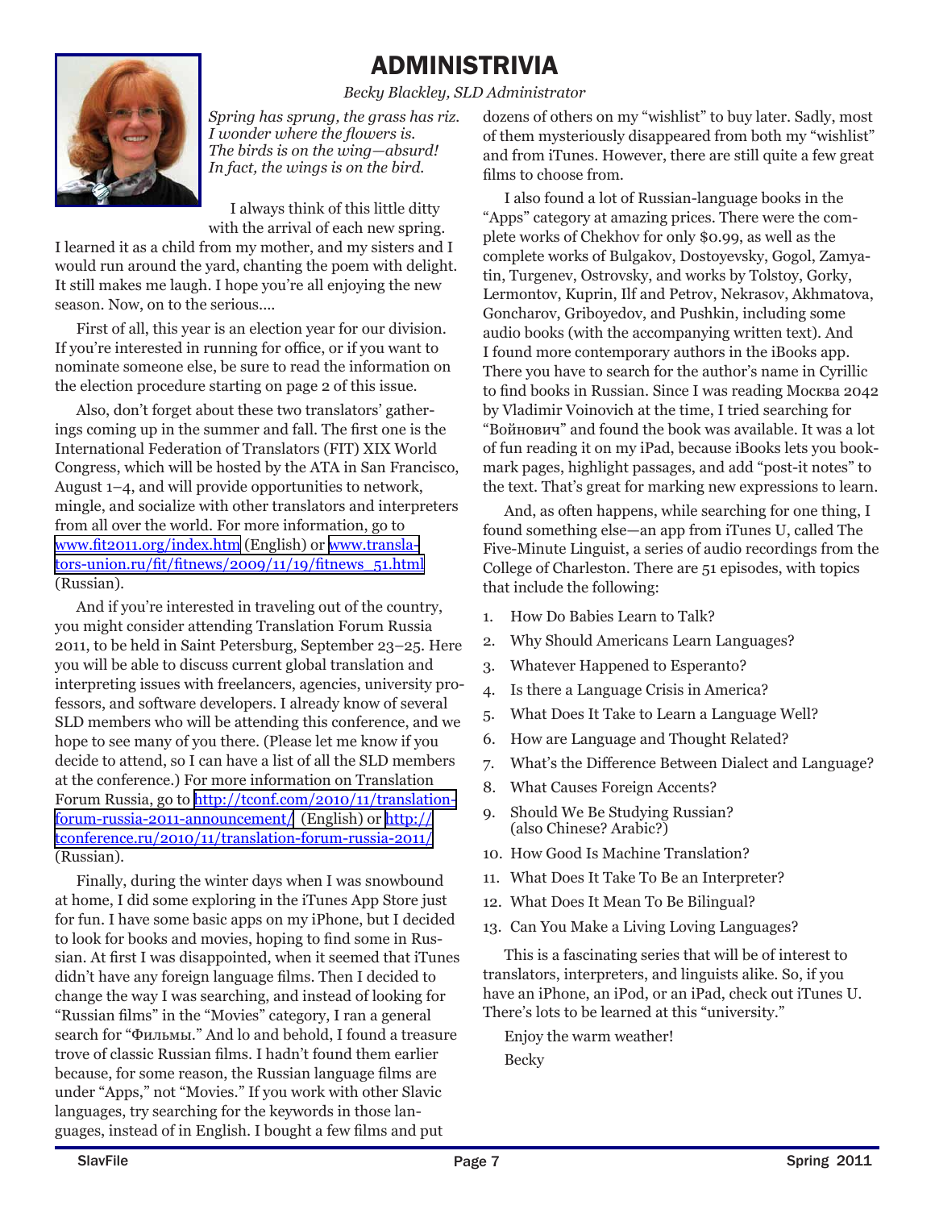# ADMINISTRIVIA

*Becky Blackley, SLD Administrator*

*Spring has sprung, the grass has riz.*
*I wonder where the flowers is.*
*The birds is on the wing—absurd!*
*In fact, the wings is on the bird.*

I always think of this little ditty with the arrival of each new spring. I learned it as a child from my mother, and my sisters and I would run around the yard, chanting the poem with delight. It still makes me laugh. I hope you're all enjoying the new season. Now, on to the serious....

First of all, this year is an election year for our division. If you're interested in running for office, or if you want to nominate someone else, be sure to read the information on the election procedure starting on page 2 of this issue.

Also, don't forget about these two translators' gatherings coming up in the summer and fall. The first one is the International Federation of Translators (FIT) XIX World Congress, which will be hosted by the ATA in San Francisco, August 1–4, and will provide opportunities to network, mingle, and socialize with other translators and interpreters from all over the world. For more information, go to www.fit2011.org/index.htm (English) or www.translators-union.ru/fit/fitnews/2009/11/19/fitnews_51.html (Russian).

And if you're interested in traveling out of the country, you might consider attending Translation Forum Russia 2011, to be held in Saint Petersburg, September 23–25. Here you will be able to discuss current global translation and interpreting issues with freelancers, agencies, university professors, and software developers. I already know of several SLD members who will be attending this conference, and we hope to see many of you there. (Please let me know if you decide to attend, so I can have a list of all the SLD members at the conference.) For more information on Translation Forum Russia, go to http://tconf.com/2010/11/translation-forum-russia-2011-announcement/ (English) or http://tconference.ru/2010/11/translation-forum-russia-2011/ (Russian).

Finally, during the winter days when I was snowbound at home, I did some exploring in the iTunes App Store just for fun. I have some basic apps on my iPhone, but I decided to look for books and movies, hoping to find some in Russian. At first I was disappointed, when it seemed that iTunes didn't have any foreign language films. Then I decided to change the way I was searching, and instead of looking for "Russian films" in the "Movies" category, I ran a general search for "Фильмы." And lo and behold, I found a treasure trove of classic Russian films. I hadn't found them earlier because, for some reason, the Russian language films are under "Apps," not "Movies." If you work with other Slavic languages, try searching for the keywords in those languages, instead of in English. I bought a few films and put dozens of others on my "wishlist" to buy later. Sadly, most of them mysteriously disappeared from both my "wishlist" and from iTunes. However, there are still quite a few great films to choose from.

I also found a lot of Russian-language books in the "Apps" category at amazing prices. There were the complete works of Chekhov for only $0.99, as well as the complete works of Bulgakov, Dostoyevsky, Gogol, Zamyatin, Turgenev, Ostrovsky, and works by Tolstoy, Gorky, Lermontov, Kuprin, Ilf and Petrov, Nekrasov, Akhmatova, Goncharov, Griboyedov, and Pushkin, including some audio books (with the accompanying written text). And I found more contemporary authors in the iBooks app. There you have to search for the author's name in Cyrillic to find books in Russian. Since I was reading Москва 2042 by Vladimir Voinovich at the time, I tried searching for "Войнович" and found the book was available. It was a lot of fun reading it on my iPad, because iBooks lets you bookmark pages, highlight passages, and add "post-it notes" to the text. That's great for marking new expressions to learn.

And, as often happens, while searching for one thing, I found something else—an app from iTunes U, called The Five-Minute Linguist, a series of audio recordings from the College of Charleston. There are 51 episodes, with topics that include the following:

1. How Do Babies Learn to Talk?
2. Why Should Americans Learn Languages?
3. Whatever Happened to Esperanto?
4. Is there a Language Crisis in America?
5. What Does It Take to Learn a Language Well?
6. How are Language and Thought Related?
7. What's the Difference Between Dialect and Language?
8. What Causes Foreign Accents?
9. Should We Be Studying Russian? (also Chinese? Arabic?)
10. How Good Is Machine Translation?
11. What Does It Take To Be an Interpreter?
12. What Does It Mean To Be Bilingual?
13. Can You Make a Living Loving Languages?

This is a fascinating series that will be of interest to translators, interpreters, and linguists alike. So, if you have an iPhone, an iPod, or an iPad, check out iTunes U. There's lots to be learned at this "university."

Enjoy the warm weather!

Becky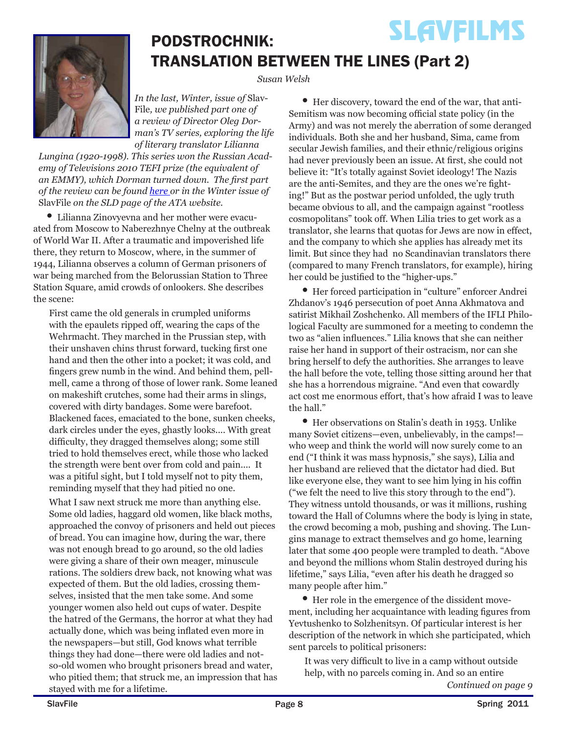SLAVFILMS

# PODSTROCHNIK: TRANSLATION BETWEEN THE LINES (Part 2)

*Susan Welsh*

*In the last, Winter, issue of* SlavFile*, we published part one of a review of Director Oleg Dorman's TV series, exploring the life of literary translator Lilianna Lungina (1920-1998). This series won the Russian Academy of Televisions 2010 TEFI prize (the equivalent of an EMMY), which Dorman turned down. The first part of the review can be found here or in the Winter issue of* SlavFile *on the SLD page of the ATA website.*

• Lilianna Zinovyevna and her mother were evacuated from Moscow to Naberezhnye Chelny at the outbreak of World War II. After a traumatic and impoverished life there, they return to Moscow, where, in the summer of 1944, Lilianna observes a column of German prisoners of war being marched from the Belorussian Station to Three Station Square, amid crowds of onlookers. She describes the scene:

> First came the old generals in crumpled uniforms with the epaulets ripped off, wearing the caps of the Wehrmacht. They marched in the Prussian step, with their unshaven chins thrust forward, tucking first one hand and then the other into a pocket; it was cold, and fingers grew numb in the wind. And behind them, pell-mell, came a throng of those of lower rank. Some leaned on makeshift crutches, some had their arms in slings, covered with dirty bandages. Some were barefoot. Blackened faces, emaciated to the bone, sunken cheeks, dark circles under the eyes, ghastly looks.... With great difficulty, they dragged themselves along; some still tried to hold themselves erect, while those who lacked the strength were bent over from cold and pain.... It was a pitiful sight, but I told myself not to pity them, reminding myself that they had pitied no one.
>
> What I saw next struck me more than anything else. Some old ladies, haggard old women, like black moths, approached the convoy of prisoners and held out pieces of bread. You can imagine how, during the war, there was not enough bread to go around, so the old ladies were giving a share of their own meager, minuscule rations. The soldiers drew back, not knowing what was expected of them. But the old ladies, crossing themselves, insisted that the men take some. And some younger women also held out cups of water. Despite the hatred of the Germans, the horror at what they had actually done, which was being inflated even more in the newspapers—but still, God knows what terrible things they had done—there were old ladies and not-so-old women who brought prisoners bread and water, who pitied them; that struck me, an impression that has stayed with me for a lifetime.

• Her discovery, toward the end of the war, that anti-Semitism was now becoming official state policy (in the Army) and was not merely the aberration of some deranged individuals. Both she and her husband, Sima, came from secular Jewish families, and their ethnic/religious origins had never previously been an issue. At first, she could not believe it: "It's totally against Soviet ideology! The Nazis are the anti-Semites, and they are the ones we're fighting!" But as the postwar period unfolded, the ugly truth became obvious to all, and the campaign against "rootless cosmopolitans" took off. When Lilia tries to get work as a translator, she learns that quotas for Jews are now in effect, and the company to which she applies has already met its limit. But since they had no Scandinavian translators there (compared to many French translators, for example), hiring her could be justified to the "higher-ups."

• Her forced participation in "culture" enforcer Andrei Zhdanov's 1946 persecution of poet Anna Akhmatova and satirist Mikhail Zoshchenko. All members of the IFLI Philological Faculty are summoned for a meeting to condemn the two as "alien influences." Lilia knows that she can neither raise her hand in support of their ostracism, nor can she bring herself to defy the authorities. She arranges to leave the hall before the vote, telling those sitting around her that she has a horrendous migraine. "And even that cowardly act cost me enormous effort, that's how afraid I was to leave the hall."

• Her observations on Stalin's death in 1953. Unlike many Soviet citizens—even, unbelievably, in the camps!—who weep and think the world will now surely come to an end ("I think it was mass hypnosis," she says), Lilia and her husband are relieved that the dictator had died. But like everyone else, they want to see him lying in his coffin ("we felt the need to live this story through to the end"). They witness untold thousands, or was it millions, rushing toward the Hall of Columns where the body is lying in state, the crowd becoming a mob, pushing and shoving. The Lungins manage to extract themselves and go home, learning later that some 400 people were trampled to death. "Above and beyond the millions whom Stalin destroyed during his lifetime," says Lilia, "even after his death he dragged so many people after him."

• Her role in the emergence of the dissident movement, including her acquaintance with leading figures from Yevtushenko to Solzhenitsyn. Of particular interest is her description of the network in which she participated, which sent parcels to political prisoners:

> It was very difficult to live in a camp without outside help, with no parcels coming in. And so an entire

*Continued on page 9*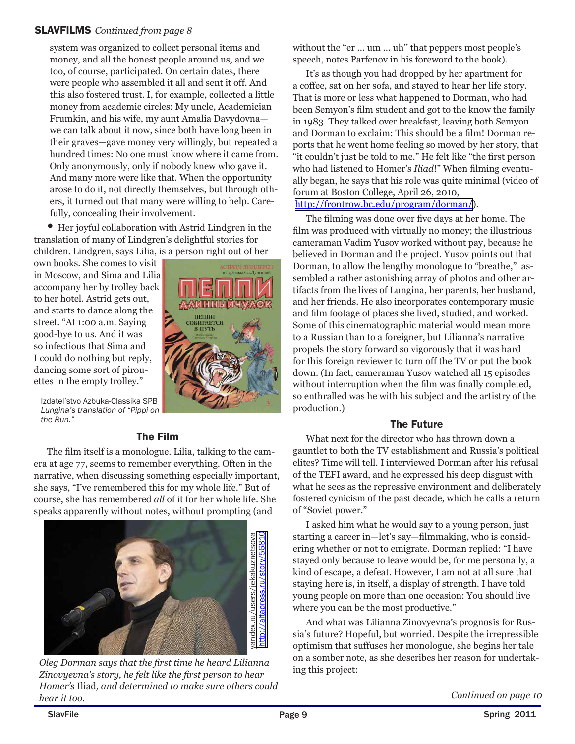**SLAVFILMS** *Continued from page 8*

system was organized to collect personal items and money, and all the honest people around us, and we too, of course, participated. On certain dates, there were people who assembled it all and sent it off. And this also fostered trust. I, for example, collected a little money from academic circles: My uncle, Academician Frumkin, and his wife, my aunt Amalia Davydovna—we can talk about it now, since both have long been in their graves—gave money very willingly, but repeated a hundred times: No one must know where it came from. Only anonymously, only if nobody knew who gave it. And many more were like that. When the opportunity arose to do it, not directly themselves, but through others, it turned out that many were willing to help. Carefully, concealing their involvement.

- Her joyful collaboration with Astrid Lindgren in the translation of many of Lindgren's delightful stories for children. Lindgren, says Lilia, is a person right out of her own books. She comes to visit in Moscow, and Sima and Lilia accompany her by trolley back to her hotel. Astrid gets out, and starts to dance along the street. "At 1:00 a.m. Saying good-bye to us. And it was so infectious that Sima and I could do nothing but reply, dancing some sort of pirouettes in the empty trolley."

Izdatel'stvo Azbuka-Classika SPB
*Lungina's translation of "Pippi on the Run."*

### The Film

The film itself is a monologue. Lilia, talking to the camera at age 77, seems to remember everything. Often in the narrative, when discussing something especially important, she says, "I've remembered this for my whole life." But of course, she has remembered *all* of it for her whole life. She speaks apparently without notes, without prompting (and without the "er … um … uh" that peppers most people's speech, notes Parfenov in his foreword to the book).

yandex.ru/users/jekakuznetsova
http://altapress.ru/story/56810

*Oleg Dorman says that the first time he heard Lilianna Zinovyevna's story, he felt like the first person to hear Homer's* Iliad*, and determined to make sure others could hear it too.*

It's as though you had dropped by her apartment for a coffee, sat on her sofa, and stayed to hear her life story. That is more or less what happened to Dorman, who had been Semyon's film student and got to the know the family in 1983. They talked over breakfast, leaving both Semyon and Dorman to exclaim: This should be a film! Dorman reports that he went home feeling so moved by her story, that "it couldn't just be told to me." He felt like "the first person who had listened to Homer's *Iliad*!" When filming eventually began, he says that his role was quite minimal (video of forum at Boston College, April 26, 2010, http://frontrow.bc.edu/program/dorman/).

The filming was done over five days at her home. The film was produced with virtually no money; the illustrious cameraman Vadim Yusov worked without pay, because he believed in Dorman and the project. Yusov points out that Dorman, to allow the lengthy monologue to "breathe," assembled a rather astonishing array of photos and other artifacts from the lives of Lungina, her parents, her husband, and her friends. He also incorporates contemporary music and film footage of places she lived, studied, and worked. Some of this cinematographic material would mean more to a Russian than to a foreigner, but Lilianna's narrative propels the story forward so vigorously that it was hard for this foreign reviewer to turn off the TV or put the book down. (In fact, cameraman Yusov watched all 15 episodes without interruption when the film was finally completed, so enthralled was he with his subject and the artistry of the production.)

### The Future

What next for the director who has thrown down a gauntlet to both the TV establishment and Russia's political elites? Time will tell. I interviewed Dorman after his refusal of the TEFI award, and he expressed his deep disgust with what he sees as the repressive environment and deliberately fostered cynicism of the past decade, which he calls a return of "Soviet power."

I asked him what he would say to a young person, just starting a career in—let's say—filmmaking, who is considering whether or not to emigrate. Dorman replied: "I have stayed only because to leave would be, for me personally, a kind of escape, a defeat. However, I am not at all sure that staying here is, in itself, a display of strength. I have told young people on more than one occasion: You should live where you can be the most productive."

And what was Lilianna Zinovyevna's prognosis for Russia's future? Hopeful, but worried. Despite the irrepressible optimism that suffuses her monologue, she begins her tale on a somber note, as she describes her reason for undertaking this project:

*Continued on page 10*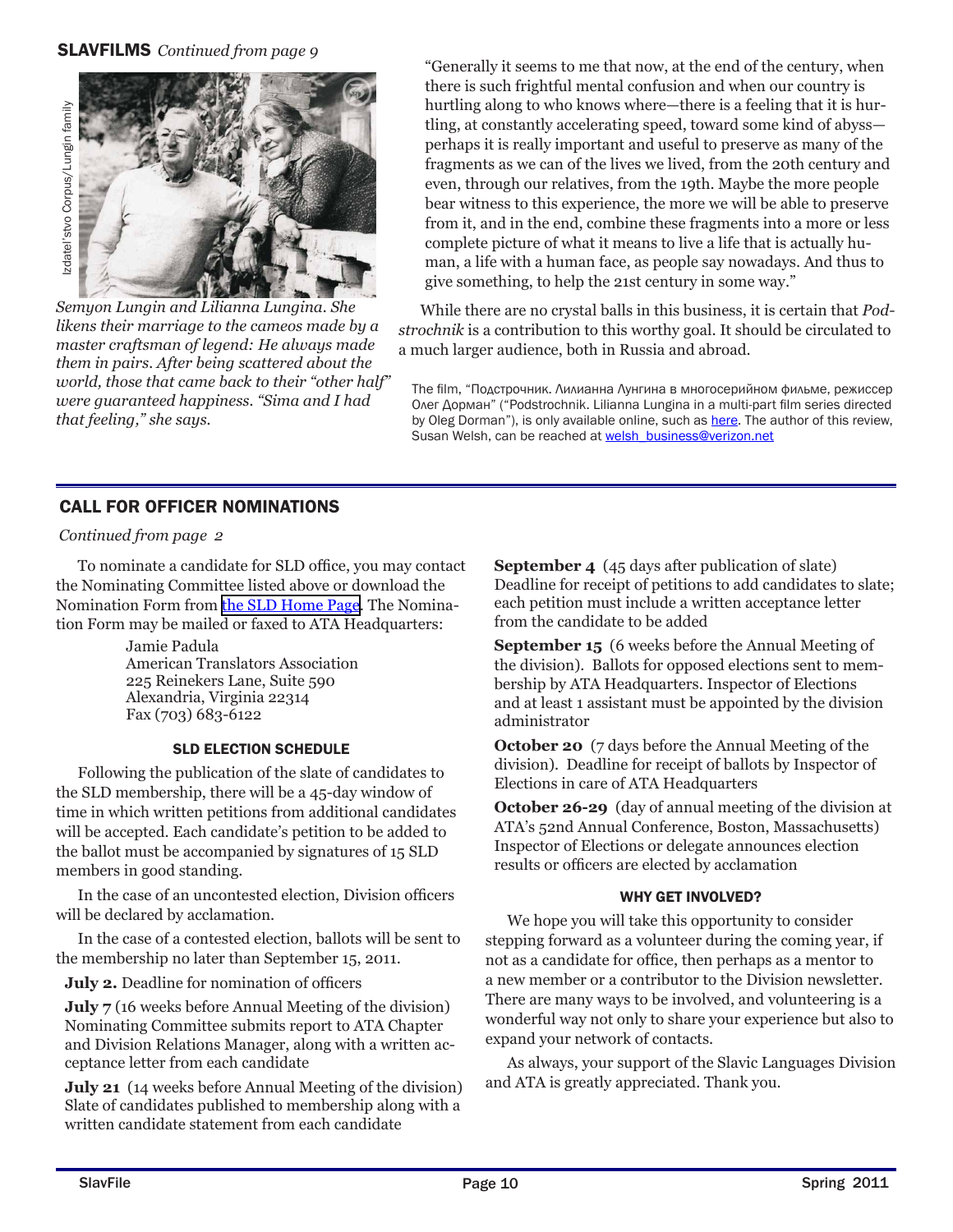## SLAVFILMS *Continued from page 9*

Izdatel'stvo Corpus/Lungin family

*Semyon Lungin and Lilianna Lungina. She likens their marriage to the cameos made by a master craftsman of legend: He always made them in pairs. After being scattered about the world, those that came back to their "other half" were guaranteed happiness. "Sima and I had that feeling," she says.*

"Generally it seems to me that now, at the end of the century, when there is such frightful mental confusion and when our country is hurtling along to who knows where—there is a feeling that it is hurtling, at constantly accelerating speed, toward some kind of abyss—perhaps it is really important and useful to preserve as many of the fragments as we can of the lives we lived, from the 20th century and even, through our relatives, from the 19th. Maybe the more people bear witness to this experience, the more we will be able to preserve from it, and in the end, combine these fragments into a more or less complete picture of what it means to live a life that is actually human, a life with a human face, as people say nowadays. And thus to give something, to help the 21st century in some way."

While there are no crystal balls in this business, it is certain that *Podstrochnik* is a contribution to this worthy goal. It should be circulated to a much larger audience, both in Russia and abroad.

The film, "Подстрочник. Лилианна Лунгина в многосерийном фильме, режиссер Олег Дорман" ("Podstrochnik. Lilianna Lungina in a multi-part film series directed by Oleg Dorman"), is only available online, such as here. The author of this review, Susan Welsh, can be reached at welsh_business@verizon.net

## CALL FOR OFFICER NOMINATIONS

*Continued from page 2*

To nominate a candidate for SLD office, you may contact the Nominating Committee listed above or download the Nomination Form from the SLD Home Page. The Nomination Form may be mailed or faxed to ATA Headquarters:

Jamie Padula
American Translators Association
225 Reinekers Lane, Suite 590
Alexandria, Virginia 22314
Fax (703) 683-6122

### SLD ELECTION SCHEDULE

Following the publication of the slate of candidates to the SLD membership, there will be a 45-day window of time in which written petitions from additional candidates will be accepted. Each candidate's petition to be added to the ballot must be accompanied by signatures of 15 SLD members in good standing.

In the case of an uncontested election, Division officers will be declared by acclamation.

In the case of a contested election, ballots will be sent to the membership no later than September 15, 2011.

**July 2.** Deadline for nomination of officers

**July 7** (16 weeks before Annual Meeting of the division) Nominating Committee submits report to ATA Chapter and Division Relations Manager, along with a written acceptance letter from each candidate

**July 21** (14 weeks before Annual Meeting of the division) Slate of candidates published to membership along with a written candidate statement from each candidate

**September 4** (45 days after publication of slate) Deadline for receipt of petitions to add candidates to slate; each petition must include a written acceptance letter from the candidate to be added

**September 15** (6 weeks before the Annual Meeting of the division). Ballots for opposed elections sent to membership by ATA Headquarters. Inspector of Elections and at least 1 assistant must be appointed by the division administrator

**October 20** (7 days before the Annual Meeting of the division). Deadline for receipt of ballots by Inspector of Elections in care of ATA Headquarters

**October 26-29** (day of annual meeting of the division at ATA's 52nd Annual Conference, Boston, Massachusetts) Inspector of Elections or delegate announces election results or officers are elected by acclamation

### WHY GET INVOLVED?

We hope you will take this opportunity to consider stepping forward as a volunteer during the coming year, if not as a candidate for office, then perhaps as a mentor to a new member or a contributor to the Division newsletter. There are many ways to be involved, and volunteering is a wonderful way not only to share your experience but also to expand your network of contacts.

As always, your support of the Slavic Languages Division and ATA is greatly appreciated. Thank you.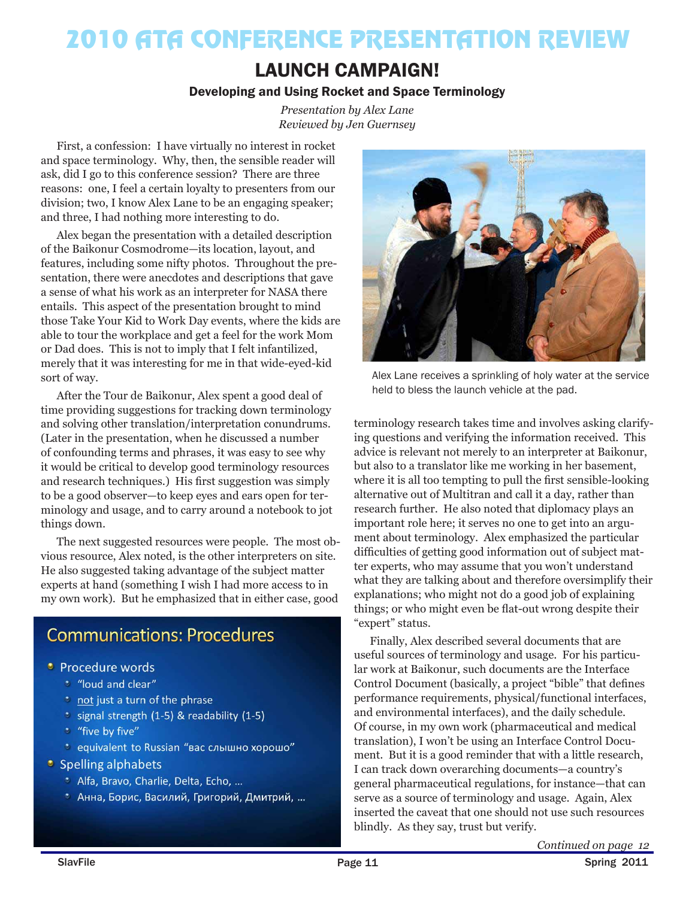# 2010 ATA CONFERENCE PRESENTATION REVIEW

## LAUNCH CAMPAIGN!

### Developing and Using Rocket and Space Terminology

*Presentation by Alex Lane*
*Reviewed by Jen Guernsey*

First, a confession: I have virtually no interest in rocket and space terminology. Why, then, the sensible reader will ask, did I go to this conference session? There are three reasons: one, I feel a certain loyalty to presenters from our division; two, I know Alex Lane to be an engaging speaker; and three, I had nothing more interesting to do.

Alex began the presentation with a detailed description of the Baikonur Cosmodrome—its location, layout, and features, including some nifty photos. Throughout the presentation, there were anecdotes and descriptions that gave a sense of what his work as an interpreter for NASA there entails. This aspect of the presentation brought to mind those Take Your Kid to Work Day events, where the kids are able to tour the workplace and get a feel for the work Mom or Dad does. This is not to imply that I felt infantilized, merely that it was interesting for me in that wide-eyed-kid sort of way.

After the Tour de Baikonur, Alex spent a good deal of time providing suggestions for tracking down terminology and solving other translation/interpretation conundrums. (Later in the presentation, when he discussed a number of confounding terms and phrases, it was easy to see why it would be critical to develop good terminology resources and research techniques.) His first suggestion was simply to be a good observer—to keep eyes and ears open for terminology and usage, and to carry around a notebook to jot things down.

The next suggested resources were people. The most obvious resource, Alex noted, is the other interpreters on site. He also suggested taking advantage of the subject matter experts at hand (something I wish I had more access to in my own work). But he emphasized that in either case, good terminology research takes time and involves asking clarifying questions and verifying the information received. This advice is relevant not merely to an interpreter at Baikonur, but also to a translator like me working in her basement, where it is all too tempting to pull the first sensible-looking alternative out of Multitran and call it a day, rather than research further. He also noted that diplomacy plays an important role here; it serves no one to get into an argument about terminology. Alex emphasized the particular difficulties of getting good information out of subject matter experts, who may assume that you won't understand what they are talking about and therefore oversimplify their explanations; who might not do a good job of explaining things; or who might even be flat-out wrong despite their "expert" status.

Alex Lane receives a sprinkling of holy water at the service held to bless the launch vehicle at the pad.

**Communications: Procedures**

- Procedure words
  - "loud and clear"
  - not just a turn of the phrase
  - signal strength (1-5) & readability (1-5)
  - "five by five"
  - equivalent to Russian "вас слышно хорошо"
- Spelling alphabets
  - Alfa, Bravo, Charlie, Delta, Echo, …
  - Анна, Борис, Василий, Григорий, Дмитрий, …

Finally, Alex described several documents that are useful sources of terminology and usage. For his particular work at Baikonur, such documents are the Interface Control Document (basically, a project "bible" that defines performance requirements, physical/functional interfaces, and environmental interfaces), and the daily schedule. Of course, in my own work (pharmaceutical and medical translation), I won't be using an Interface Control Document. But it is a good reminder that with a little research, I can track down overarching documents—a country's general pharmaceutical regulations, for instance—that can serve as a source of terminology and usage. Again, Alex inserted the caveat that one should not use such resources blindly. As they say, trust but verify.

*Continued on page 12*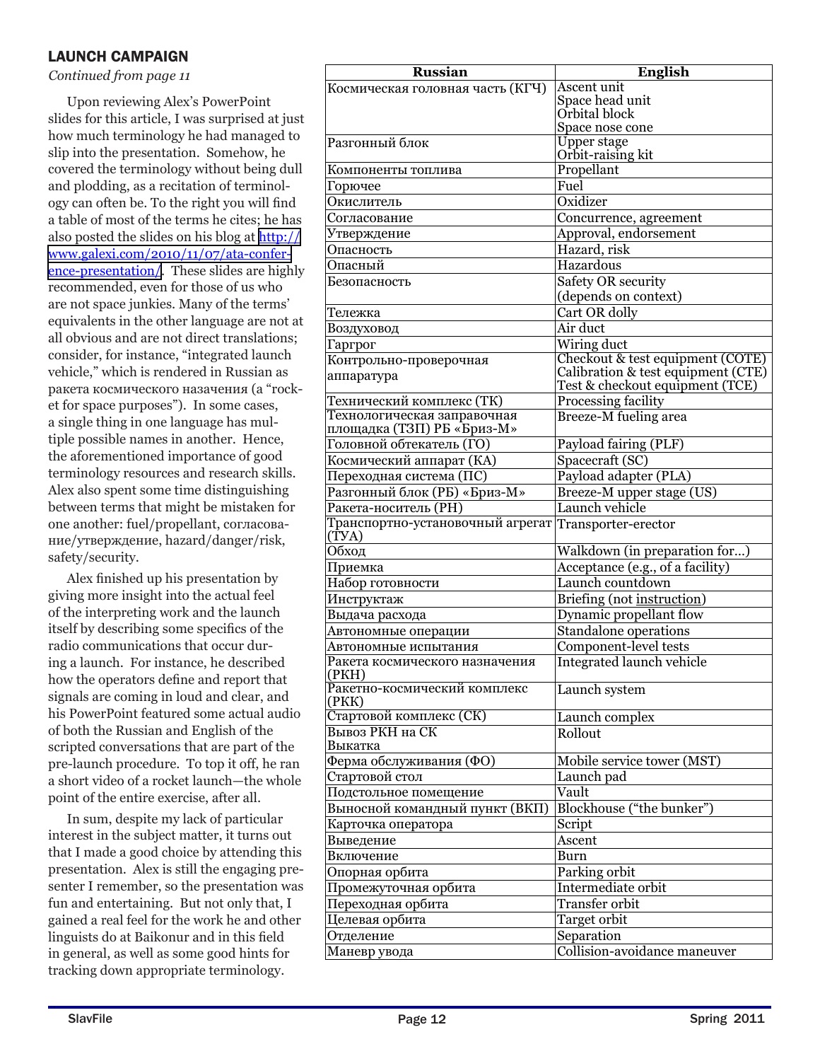## LAUNCH CAMPAIGN

*Continued from page 11*

Upon reviewing Alex's PowerPoint slides for this article, I was surprised at just how much terminology he had managed to slip into the presentation. Somehow, he covered the terminology without being dull and plodding, as a recitation of terminology can often be. To the right you will find a table of most of the terms he cites; he has also posted the slides on his blog at http://www.galexi.com/2010/11/07/ata-conference-presentation/. These slides are highly recommended, even for those of us who are not space junkies. Many of the terms' equivalents in the other language are not at all obvious and are not direct translations; consider, for instance, "integrated launch vehicle," which is rendered in Russian as ракета космического назачения (a "rocket for space purposes"). In some cases, a single thing in one language has multiple possible names in another. Hence, the aforementioned importance of good terminology resources and research skills. Alex also spent some time distinguishing between terms that might be mistaken for one another: fuel/propellant, согласование/утверждение, hazard/danger/risk, safety/security.

Alex finished up his presentation by giving more insight into the actual feel of the interpreting work and the launch itself by describing some specifics of the radio communications that occur during a launch. For instance, he described how the operators define and report that signals are coming in loud and clear, and his PowerPoint featured some actual audio of both the Russian and English of the scripted conversations that are part of the pre-launch procedure. To top it off, he ran a short video of a rocket launch—the whole point of the entire exercise, after all.

In sum, despite my lack of particular interest in the subject matter, it turns out that I made a good choice by attending this presentation. Alex is still the engaging presenter I remember, so the presentation was fun and entertaining. But not only that, I gained a real feel for the work he and other linguists do at Baikonur and in this field in general, as well as some good hints for tracking down appropriate terminology.

| Russian | English |
|---|---|
| Космическая головная часть (КГЧ) | Ascent unit<br>Space head unit<br>Orbital block<br>Space nose cone |
| Разгонный блок | Upper stage<br>Orbit-raising kit |
| Компоненты топлива | Propellant |
| Горючее | Fuel |
| Окислитель | Oxidizer |
| Согласование | Concurrence, agreement |
| Утверждение | Approval, endorsement |
| Опасность | Hazard, risk |
| Опасный | Hazardous |
| Безопасность | Safety OR security<br>(depends on context) |
| Тележка | Cart OR dolly |
| Воздуховод | Air duct |
| Гаргрог | Wiring duct |
| Контрольно-проверочная аппаратура | Checkout & test equipment (COTE)<br>Calibration & test equipment (CTE)<br>Test & checkout equipment (TCE) |
| Технический комплекс (ТК) | Processing facility |
| Технологическая заправочная площадка (ТЗП) РБ «Бриз-М» | Breeze-M fueling area |
| Головной обтекатель (ГО) | Payload fairing (PLF) |
| Космический аппарат (КА) | Spacecraft (SC) |
| Переходная система (ПС) | Payload adapter (PLA) |
| Разгонный блок (РБ) «Бриз-М» | Breeze-M upper stage (US) |
| Ракета-носитель (РН) | Launch vehicle |
| Транспортно-установочный агрегат (ТУА) | Transporter-erector |
| Обход | Walkdown (in preparation for...) |
| Приемка | Acceptance (e.g., of a facility) |
| Набор готовности | Launch countdown |
| Инструктаж | Briefing (not instruction) |
| Выдача расхода | Dynamic propellant flow |
| Автономные операции | Standalone operations |
| Автономные испытания | Component-level tests |
| Ракета космического назначения (РКН) | Integrated launch vehicle |
| Ракетно-космический комплекс (РКК) | Launch system |
| Стартовой комплекс (СК) | Launch complex |
| Вывоз РКН на СК<br>Выкатка | Rollout |
| Ферма обслуживания (ФО) | Mobile service tower (MST) |
| Стартовой стол | Launch pad |
| Подстольное помещение | Vault |
| Выносной командный пункт (ВКП) | Blockhouse ("the bunker") |
| Карточка оператора | Script |
| Выведение | Ascent |
| Включение | Burn |
| Опорная орбита | Parking orbit |
| Промежуточная орбита | Intermediate orbit |
| Переходная орбита | Transfer orbit |
| Целевая орбита | Target orbit |
| Отделение | Separation |
| Маневр увода | Collision-avoidance maneuver |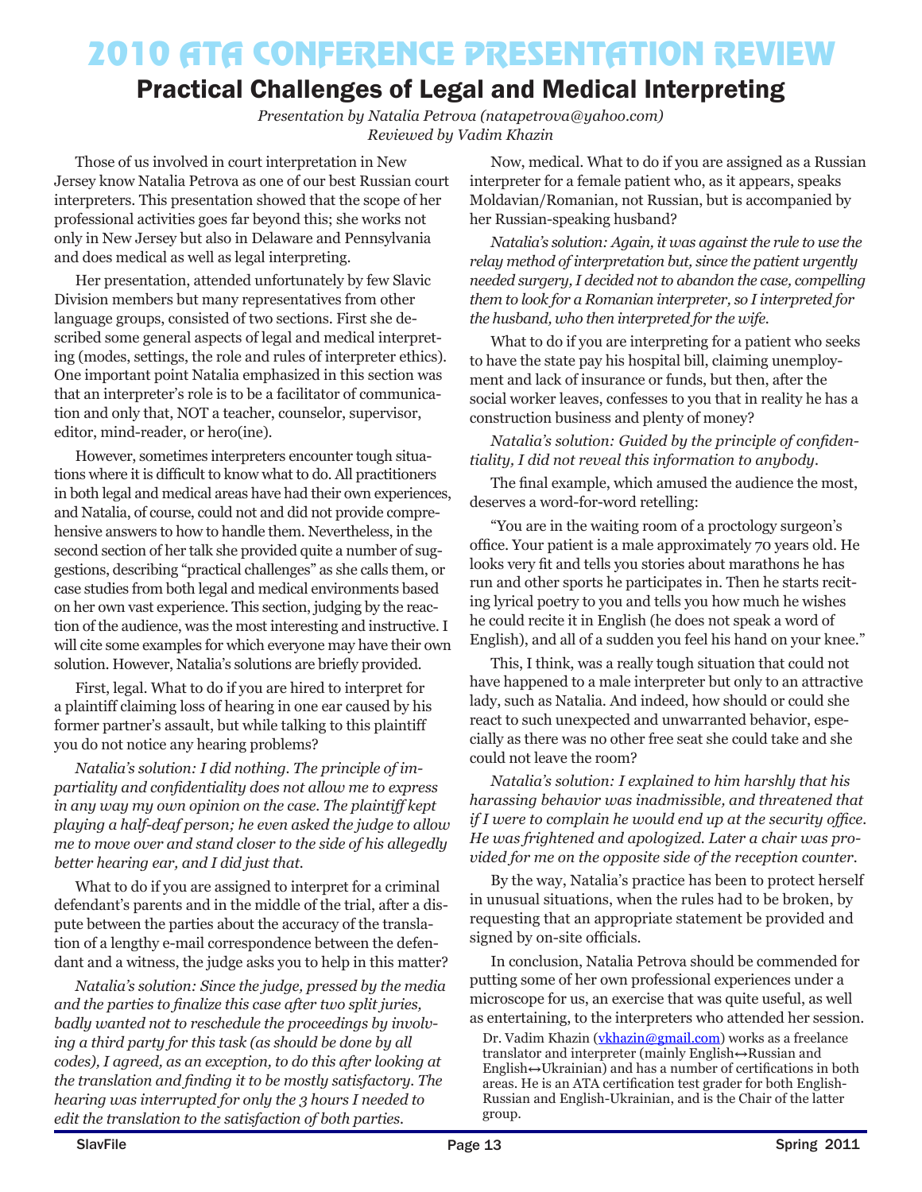# 2010 ATA CONFERENCE PRESENTATION REVIEW

## Practical Challenges of Legal and Medical Interpreting

*Presentation by Natalia Petrova (natapetrova@yahoo.com)*
*Reviewed by Vadim Khazin*

Those of us involved in court interpretation in New Jersey know Natalia Petrova as one of our best Russian court interpreters. This presentation showed that the scope of her professional activities goes far beyond this; she works not only in New Jersey but also in Delaware and Pennsylvania and does medical as well as legal interpreting.

Her presentation, attended unfortunately by few Slavic Division members but many representatives from other language groups, consisted of two sections. First she described some general aspects of legal and medical interpreting (modes, settings, the role and rules of interpreter ethics). One important point Natalia emphasized in this section was that an interpreter's role is to be a facilitator of communication and only that, NOT a teacher, counselor, supervisor, editor, mind-reader, or hero(ine).

However, sometimes interpreters encounter tough situations where it is difficult to know what to do. All practitioners in both legal and medical areas have had their own experiences, and Natalia, of course, could not and did not provide comprehensive answers to how to handle them. Nevertheless, in the second section of her talk she provided quite a number of suggestions, describing "practical challenges" as she calls them, or case studies from both legal and medical environments based on her own vast experience. This section, judging by the reaction of the audience, was the most interesting and instructive. I will cite some examples for which everyone may have their own solution. However, Natalia's solutions are briefly provided.

First, legal. What to do if you are hired to interpret for a plaintiff claiming loss of hearing in one ear caused by his former partner's assault, but while talking to this plaintiff you do not notice any hearing problems?

*Natalia's solution: I did nothing. The principle of impartiality and confidentiality does not allow me to express in any way my own opinion on the case. The plaintiff kept playing a half-deaf person; he even asked the judge to allow me to move over and stand closer to the side of his allegedly better hearing ear, and I did just that.*

What to do if you are assigned to interpret for a criminal defendant's parents and in the middle of the trial, after a dispute between the parties about the accuracy of the translation of a lengthy e-mail correspondence between the defendant and a witness, the judge asks you to help in this matter?

*Natalia's solution: Since the judge, pressed by the media and the parties to finalize this case after two split juries, badly wanted not to reschedule the proceedings by involving a third party for this task (as should be done by all codes), I agreed, as an exception, to do this after looking at the translation and finding it to be mostly satisfactory. The hearing was interrupted for only the 3 hours I needed to edit the translation to the satisfaction of both parties.*

Now, medical. What to do if you are assigned as a Russian interpreter for a female patient who, as it appears, speaks Moldavian/Romanian, not Russian, but is accompanied by her Russian-speaking husband?

*Natalia's solution: Again, it was against the rule to use the relay method of interpretation but, since the patient urgently needed surgery, I decided not to abandon the case, compelling them to look for a Romanian interpreter, so I interpreted for the husband, who then interpreted for the wife.*

What to do if you are interpreting for a patient who seeks to have the state pay his hospital bill, claiming unemployment and lack of insurance or funds, but then, after the social worker leaves, confesses to you that in reality he has a construction business and plenty of money?

*Natalia's solution: Guided by the principle of confidentiality, I did not reveal this information to anybody.*

The final example, which amused the audience the most, deserves a word-for-word retelling:

"You are in the waiting room of a proctology surgeon's office. Your patient is a male approximately 70 years old. He looks very fit and tells you stories about marathons he has run and other sports he participates in. Then he starts reciting lyrical poetry to you and tells you how much he wishes he could recite it in English (he does not speak a word of English), and all of a sudden you feel his hand on your knee."

This, I think, was a really tough situation that could not have happened to a male interpreter but only to an attractive lady, such as Natalia. And indeed, how should or could she react to such unexpected and unwarranted behavior, especially as there was no other free seat she could take and she could not leave the room?

*Natalia's solution: I explained to him harshly that his harassing behavior was inadmissible, and threatened that if I were to complain he would end up at the security office. He was frightened and apologized. Later a chair was provided for me on the opposite side of the reception counter.*

By the way, Natalia's practice has been to protect herself in unusual situations, when the rules had to be broken, by requesting that an appropriate statement be provided and signed by on-site officials.

In conclusion, Natalia Petrova should be commended for putting some of her own professional experiences under a microscope for us, an exercise that was quite useful, as well as entertaining, to the interpreters who attended her session.

Dr. Vadim Khazin (vkhazin@gmail.com) works as a freelance translator and interpreter (mainly English↔Russian and English↔Ukrainian) and has a number of certifications in both areas. He is an ATA certification test grader for both English-Russian and English-Ukrainian, and is the Chair of the latter group.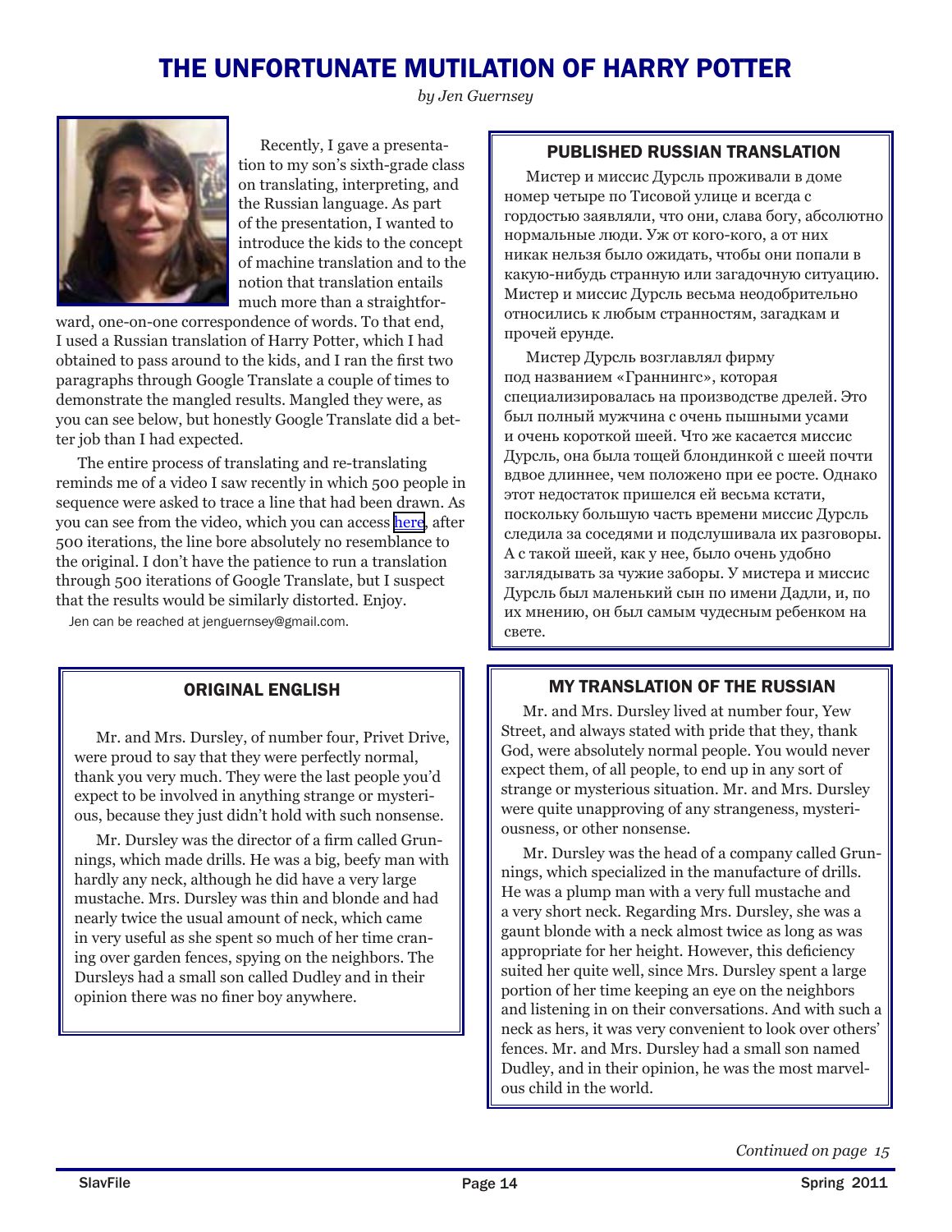# THE UNFORTUNATE MUTILATION OF HARRY POTTER

*by Jen Guernsey*

Recently, I gave a presentation to my son's sixth-grade class on translating, interpreting, and the Russian language. As part of the presentation, I wanted to introduce the kids to the concept of machine translation and to the notion that translation entails much more than a straightforward, one-on-one correspondence of words. To that end, I used a Russian translation of Harry Potter, which I had obtained to pass around to the kids, and I ran the first two paragraphs through Google Translate a couple of times to demonstrate the mangled results. Mangled they were, as you can see below, but honestly Google Translate did a better job than I had expected.

The entire process of translating and re-translating reminds me of a video I saw recently in which 500 people in sequence were asked to trace a line that had been drawn. As you can see from the video, which you can access here, after 500 iterations, the line bore absolutely no resemblance to the original. I don't have the patience to run a translation through 500 iterations of Google Translate, but I suspect that the results would be similarly distorted. Enjoy.

Jen can be reached at jenguernsey@gmail.com.

## ORIGINAL ENGLISH

Mr. and Mrs. Dursley, of number four, Privet Drive, were proud to say that they were perfectly normal, thank you very much. They were the last people you'd expect to be involved in anything strange or mysterious, because they just didn't hold with such nonsense.

Mr. Dursley was the director of a firm called Grunnings, which made drills. He was a big, beefy man with hardly any neck, although he did have a very large mustache. Mrs. Dursley was thin and blonde and had nearly twice the usual amount of neck, which came in very useful as she spent so much of her time craning over garden fences, spying on the neighbors. The Dursleys had a small son called Dudley and in their opinion there was no finer boy anywhere.

## PUBLISHED RUSSIAN TRANSLATION

Мистер и миссис Дурсль проживали в доме номер четыре по Тисовой улице и всегда с гордостью заявляли, что они, слава богу, абсолютно нормальные люди. Уж от кого-кого, а от них никак нельзя было ожидать, чтобы они попали в какую-нибудь странную или загадочную ситуацию. Мистер и миссис Дурсль весьма неодобрительно относились к любым странностям, загадкам и прочей ерунде.

Мистер Дурсль возглавлял фирму под названием «Граннингс», которая специализировалась на производстве дрелей. Это был полный мужчина с очень пышными усами и очень короткой шеей. Что же касается миссис Дурсль, она была тощей блондинкой с шеей почти вдвое длиннее, чем положено при ее росте. Однако этот недостаток пришелся ей весьма кстати, поскольку большую часть времени миссис Дурсль следила за соседями и подслушивала их разговоры. А с такой шеей, как у нее, было очень удобно заглядывать за чужие заборы. У мистера и миссис Дурсль был маленький сын по имени Дадли, и, по их мнению, он был самым чудесным ребенком на свете.

## MY TRANSLATION OF THE RUSSIAN

Mr. and Mrs. Dursley lived at number four, Yew Street, and always stated with pride that they, thank God, were absolutely normal people. You would never expect them, of all people, to end up in any sort of strange or mysterious situation. Mr. and Mrs. Dursley were quite unapproving of any strangeness, mysteriousness, or other nonsense.

Mr. Dursley was the head of a company called Grunnings, which specialized in the manufacture of drills. He was a plump man with a very full mustache and a very short neck. Regarding Mrs. Dursley, she was a gaunt blonde with a neck almost twice as long as was appropriate for her height. However, this deficiency suited her quite well, since Mrs. Dursley spent a large portion of her time keeping an eye on the neighbors and listening in on their conversations. And with such a neck as hers, it was very convenient to look over others' fences. Mr. and Mrs. Dursley had a small son named Dudley, and in their opinion, he was the most marvelous child in the world.

*Continued on page 15*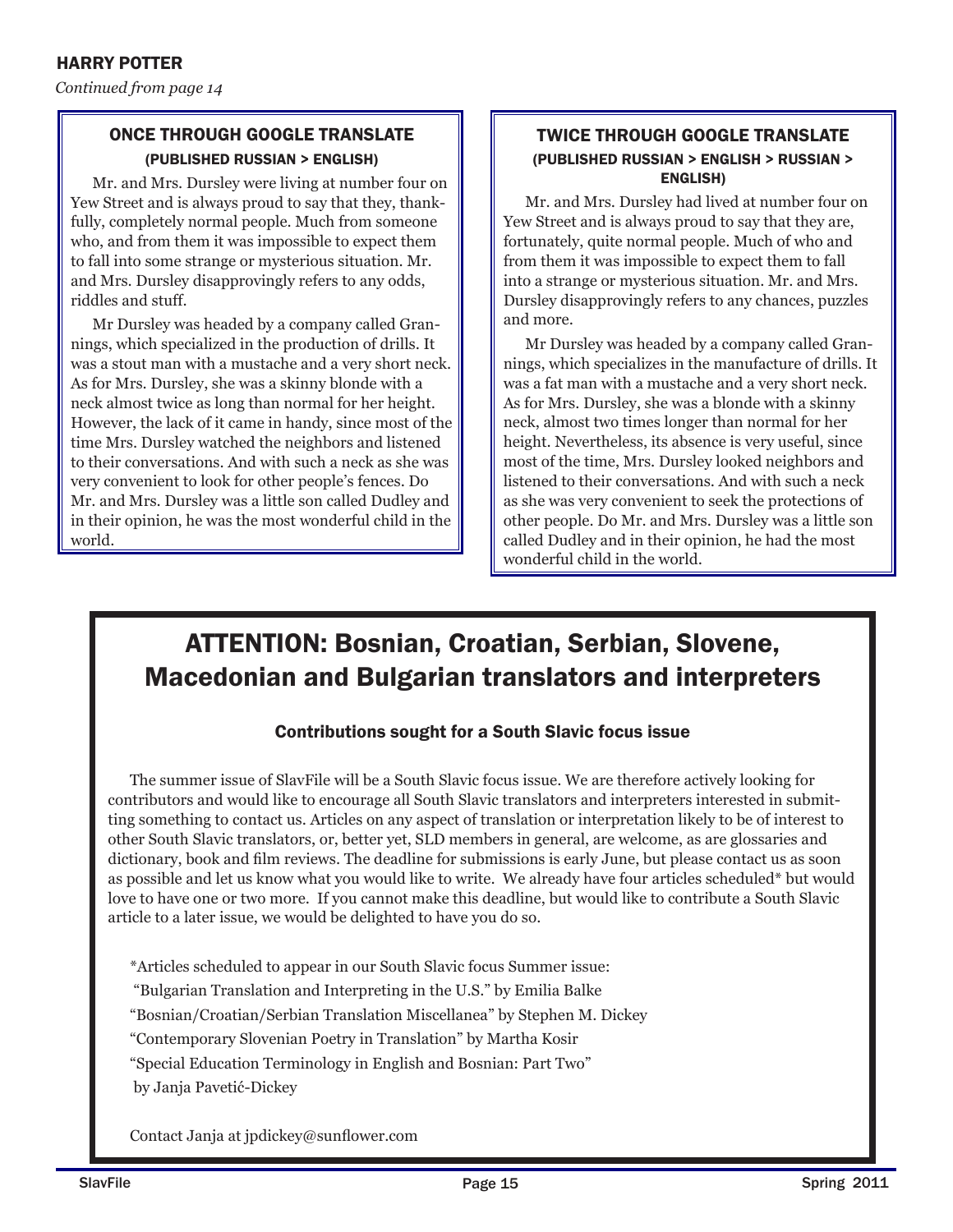## HARRY POTTER

*Continued from page 14*

### ONCE THROUGH GOOGLE TRANSLATE
#### (PUBLISHED RUSSIAN > ENGLISH)

Mr. and Mrs. Dursley were living at number four on Yew Street and is always proud to say that they, thankfully, completely normal people. Much from someone who, and from them it was impossible to expect them to fall into some strange or mysterious situation. Mr. and Mrs. Dursley disapprovingly refers to any odds, riddles and stuff.

Mr Dursley was headed by a company called Grannings, which specialized in the production of drills. It was a stout man with a mustache and a very short neck. As for Mrs. Dursley, she was a skinny blonde with a neck almost twice as long than normal for her height. However, the lack of it came in handy, since most of the time Mrs. Dursley watched the neighbors and listened to their conversations. And with such a neck as she was very convenient to look for other people's fences. Do Mr. and Mrs. Dursley was a little son called Dudley and in their opinion, he was the most wonderful child in the world.

### TWICE THROUGH GOOGLE TRANSLATE
#### (PUBLISHED RUSSIAN > ENGLISH > RUSSIAN > ENGLISH)

Mr. and Mrs. Dursley had lived at number four on Yew Street and is always proud to say that they are, fortunately, quite normal people. Much of who and from them it was impossible to expect them to fall into a strange or mysterious situation. Mr. and Mrs. Dursley disapprovingly refers to any chances, puzzles and more.

Mr Dursley was headed by a company called Grannings, which specializes in the manufacture of drills. It was a fat man with a mustache and a very short neck. As for Mrs. Dursley, she was a blonde with a skinny neck, almost two times longer than normal for her height. Nevertheless, its absence is very useful, since most of the time, Mrs. Dursley looked neighbors and listened to their conversations. And with such a neck as she was very convenient to seek the protections of other people. Do Mr. and Mrs. Dursley was a little son called Dudley and in their opinion, he had the most wonderful child in the world.

# ATTENTION: Bosnian, Croatian, Serbian, Slovene, Macedonian and Bulgarian translators and interpreters

### Contributions sought for a South Slavic focus issue

The summer issue of SlavFile will be a South Slavic focus issue. We are therefore actively looking for contributors and would like to encourage all South Slavic translators and interpreters interested in submitting something to contact us. Articles on any aspect of translation or interpretation likely to be of interest to other South Slavic translators, or, better yet, SLD members in general, are welcome, as are glossaries and dictionary, book and film reviews. The deadline for submissions is early June, but please contact us as soon as possible and let us know what you would like to write. We already have four articles scheduled* but would love to have one or two more. If you cannot make this deadline, but would like to contribute a South Slavic article to a later issue, we would be delighted to have you do so.

*Articles scheduled to appear in our South Slavic focus Summer issue:

"Bulgarian Translation and Interpreting in the U.S." by Emilia Balke

"Bosnian/Croatian/Serbian Translation Miscellanea" by Stephen M. Dickey

"Contemporary Slovenian Poetry in Translation" by Martha Kosir

"Special Education Terminology in English and Bosnian: Part Two" by Janja Pavetić-Dickey

Contact Janja at jpdickey@sunflower.com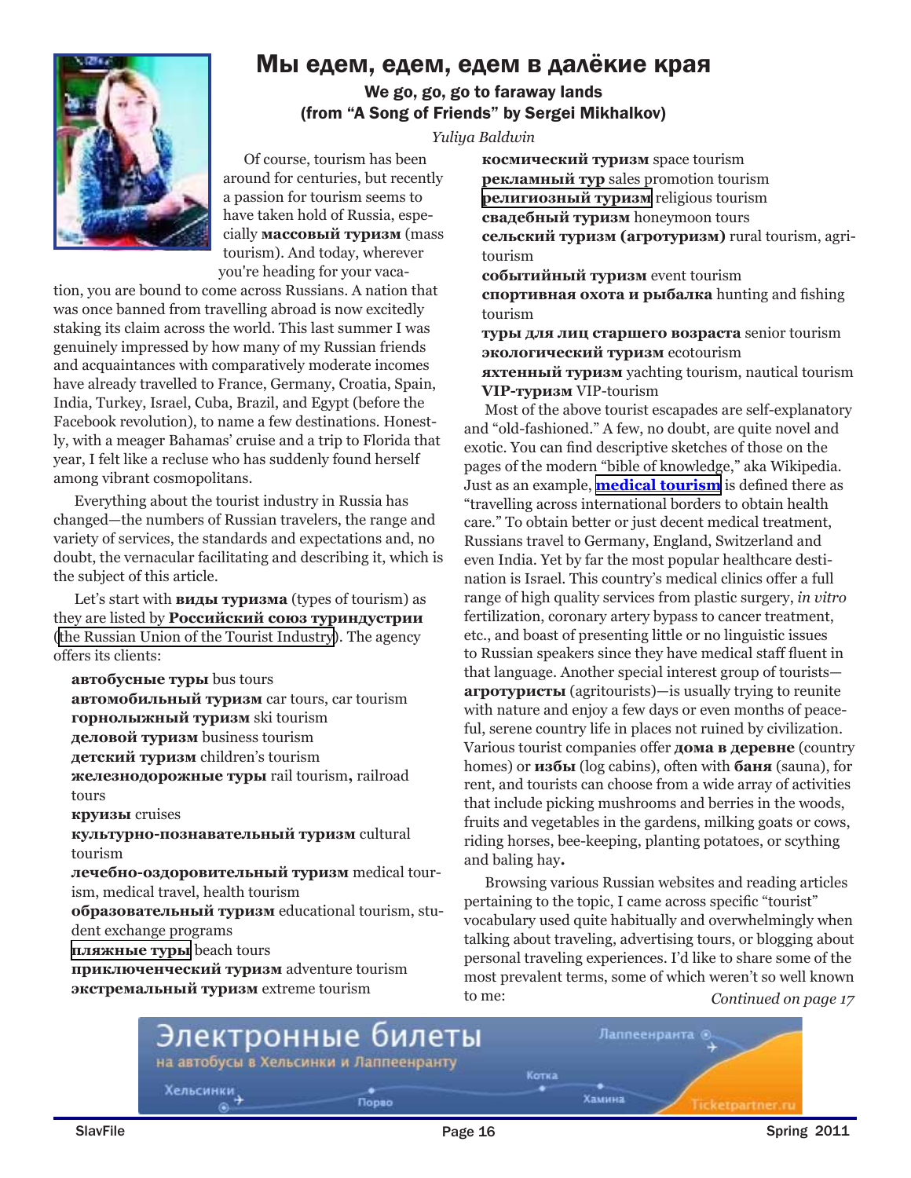# Мы едем, едем, едем в далёкие края

### We go, go, go to faraway lands (from "A Song of Friends" by Sergei Mikhalkov)

*Yuliya Baldwin*

Of course, tourism has been around for centuries, but recently a passion for tourism seems to have taken hold of Russia, especially **массовый туризм** (mass tourism). And today, wherever you're heading for your vacation, you're bound to come across Russians. A nation that was once banned from travelling abroad is now excitedly staking its claim across the world. This last summer I was genuinely impressed by how many of my Russian friends and acquaintances with comparatively moderate incomes have already travelled to France, Germany, Croatia, Spain, India, Turkey, Israel, Cuba, Brazil, and Egypt (before the Facebook revolution), to name a few destinations. Honestly, with a meager Bahamas' cruise and a trip to Florida that year, I felt like a recluse who has suddenly found herself among vibrant cosmopolitans.

Everything about the tourist industry in Russia has changed—the numbers of Russian travelers, the range and variety of services, the standards and expectations and, no doubt, the vernacular facilitating and describing it, which is the subject of this article.

Let's start with **виды туризма** (types of tourism) as they are listed by **Российский союз туриндустрии** (the Russian Union of the Tourist Industry). The agency offers its clients:

**автобусные туры** bus tours
**автомобильный туризм** car tours, car tourism
**горнолыжный туризм** ski tourism
**деловой туризм** business tourism
**детский туризм** children's tourism
**железнодорожные туры** rail tourism**,** railroad tours
**круизы** cruises
**культурно-познавательный туризм** cultural tourism
**лечебно-оздоровительный туризм** medical tourism, medical travel, health tourism
**образовательный туризм** educational tourism, student exchange programs
**пляжные туры** beach tours
**приключенческий туризм** adventure tourism
**экстремальный туризм** extreme tourism
**космический туризм** space tourism
**рекламный тур** sales promotion tourism
**религиозный туризм** religious tourism
**свадебный туризм** honeymoon tours
**сельский туризм (агротуризм)** rural tourism, agritourism
**событийный туризм** event tourism
**спортивная охота и рыбалка** hunting and fishing tourism
**туры для лиц старшего возраста** senior tourism
**экологический туризм** ecotourism
**яхтенный туризм** yachting tourism, nautical tourism
**VIP-туризм** VIP-tourism

Most of the above tourist escapades are self-explanatory and "old-fashioned." A few, no doubt, are quite novel and exotic. You can find descriptive sketches of those on the pages of the modern "bible of knowledge," aka Wikipedia. Just as an example, **medical tourism** is defined there as "travelling across international borders to obtain health care." To obtain better or just decent medical treatment, Russians travel to Germany, England, Switzerland and even India. Yet by far the most popular healthcare destination is Israel. This country's medical clinics offer a full range of high quality services from plastic surgery, *in vitro* fertilization, coronary artery bypass to cancer treatment, etc., and boast of presenting little or no linguistic issues to Russian speakers since they have medical staff fluent in that language. Another special interest group of tourists—**агротуристы** (agritourists)—is usually trying to reunite with nature and enjoy a few days or even months of peaceful, serene country life in places not ruined by civilization. Various tourist companies offer **дома в деревне** (country homes) or **избы** (log cabins), often with **баня** (sauna), for rent, and tourists can choose from a wide array of activities that include picking mushrooms and berries in the woods, fruits and vegetables in the gardens, milking goats or cows, riding horses, bee-keeping, planting potatoes, or scything and baling hay**.**

Browsing various Russian websites and reading articles pertaining to the topic, I came across specific "tourist" vocabulary used quite habitually and overwhelmingly when talking about traveling, advertising tours, or blogging about personal traveling experiences. I'd like to share some of the most prevalent terms, some of which weren't so well known to me:

*Continued on page 17*

Электронные билеты
на автобусы в Хельсинки и Лаппеенранту
Хельсинки Порво Котка Хамина Лаппеенранта
Ticketpartner.ru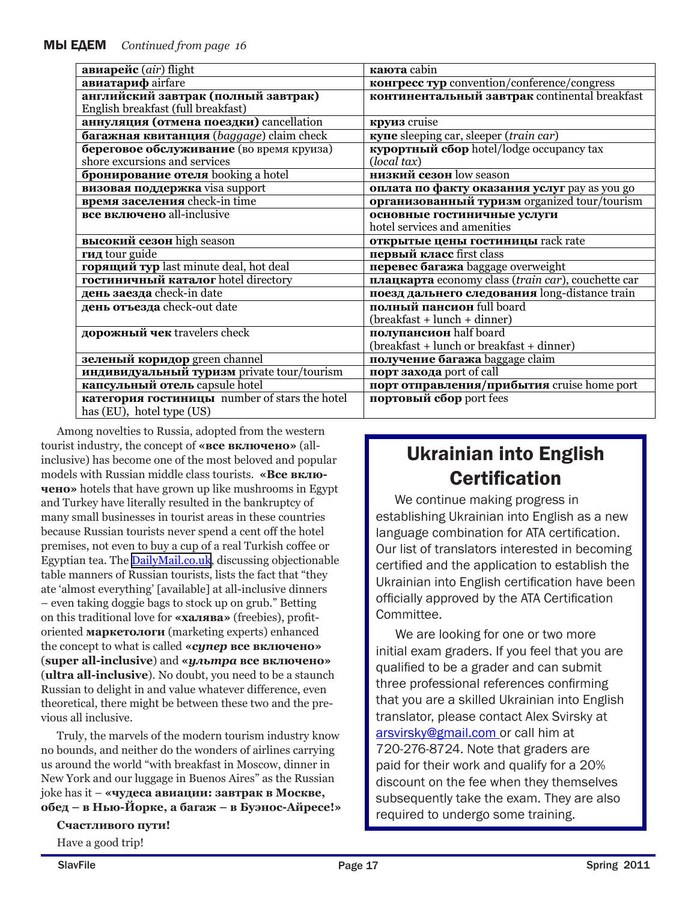**МЫ ЕДЕМ** *Continued from page 16*

| | |
|---|---|
| **авиарейс** (*air*) flight | **каюта** cabin |
| **авиатариф** airfare | **конгресс тур** convention/conference/congress |
| **английский завтрак (полный завтрак)** English breakfast (full breakfast) | **континентальный завтрак** continental breakfast |
| **аннуляция (отмена поездки)** cancellation | **круиз** cruise |
| **багажная квитанция** (*baggage*) claim check | **купе** sleeping car, sleeper (*train car*) |
| **береговое обслуживание** (во время круиза) shore excursions and services | **курортный сбор** hotel/lodge occupancy tax (*local tax*) |
| **бронирование отеля** booking a hotel | **низкий сезон** low season |
| **визовая поддержка** visa support | **оплата по факту оказания услуг** pay as you go |
| **время заселения** check-in time | **организованный туризм** organized tour/tourism |
| **все включено** all-inclusive | **основные гостиничные услуги** hotel services and amenities |
| **высокий сезон** high season | **открытые цены гостиницы** rack rate |
| **гид** tour guide | **первый класс** first class |
| **горящий тур** last minute deal, hot deal | **перевес багажа** baggage overweight |
| **гостиничный каталог** hotel directory | **плацкарта** economy class (*train car*), couchette car |
| **день заезда** check-in date | **поезд дальнего следования** long-distance train |
| **день отъезда** check-out date | **полный пансион** full board (breakfast + lunch + dinner) |
| **дорожный чек** travelers check | **полупансион** half board (breakfast + lunch or breakfast + dinner) |
| **зеленый коридор** green channel | **получение багажа** baggage claim |
| **индивидуальный туризм** private tour/tourism | **порт захода** port of call |
| **капсульный отель** capsule hotel | **порт отправления/прибытия** cruise home port |
| **категория гостиницы** number of stars the hotel has (EU), hotel type (US) | **портовый сбор** port fees |

Among novelties to Russia, adopted from the western tourist industry, the concept of **«все включено»** (all-inclusive) has become one of the most beloved and popular models with Russian middle class tourists. **«Все включено»** hotels that have grown up like mushrooms in Egypt and Turkey have literally resulted in the bankruptcy of many small businesses in tourist areas in these countries because Russian tourists never spend a cent off the hotel premises, not even to buy a cup of a real Turkish coffee or Egyptian tea. The DailyMail.co.uk, discussing objectionable table manners of Russian tourists, lists the fact that "they ate 'almost everything' [available] at all-inclusive dinners – even taking doggie bags to stock up on grub." Betting on this traditional love for **«халява»** (freebies), profit-oriented **маркетологи** (marketing experts) enhanced the concept to what is called **«*супер* все включено»** (**super all-inclusive**) and **«*ультра* все включено»** (**ultra all-inclusive**). No doubt, you need to be a staunch Russian to delight in and value whatever difference, even theoretical, there might be between these two and the previous all inclusive.

Truly, the marvels of the modern tourism industry know no bounds, and neither do the wonders of airlines carrying us around the world "with breakfast in Moscow, dinner in New York and our luggage in Buenos Aires" as the Russian joke has it – **«чудеса авиации: завтрак в Москве, обед – в Нью-Йорке, а багаж – в Буэнос-Айресе!»**

**Счастливого пути!**

Have a good trip!

## Ukrainian into English Certification

We continue making progress in establishing Ukrainian into English as a new language combination for ATA certification. Our list of translators interested in becoming certified and the application to establish the Ukrainian into English certification have been officially approved by the ATA Certification Committee.

We are looking for one or two more initial exam graders. If you feel that you are qualified to be a grader and can submit three professional references confirming that you are a skilled Ukrainian into English translator, please contact Alex Svirsky at arsvirsky@gmail.com or call him at 720-276-8724. Note that graders are paid for their work and qualify for a 20% discount on the fee when they themselves subsequently take the exam. They are also required to undergo some training.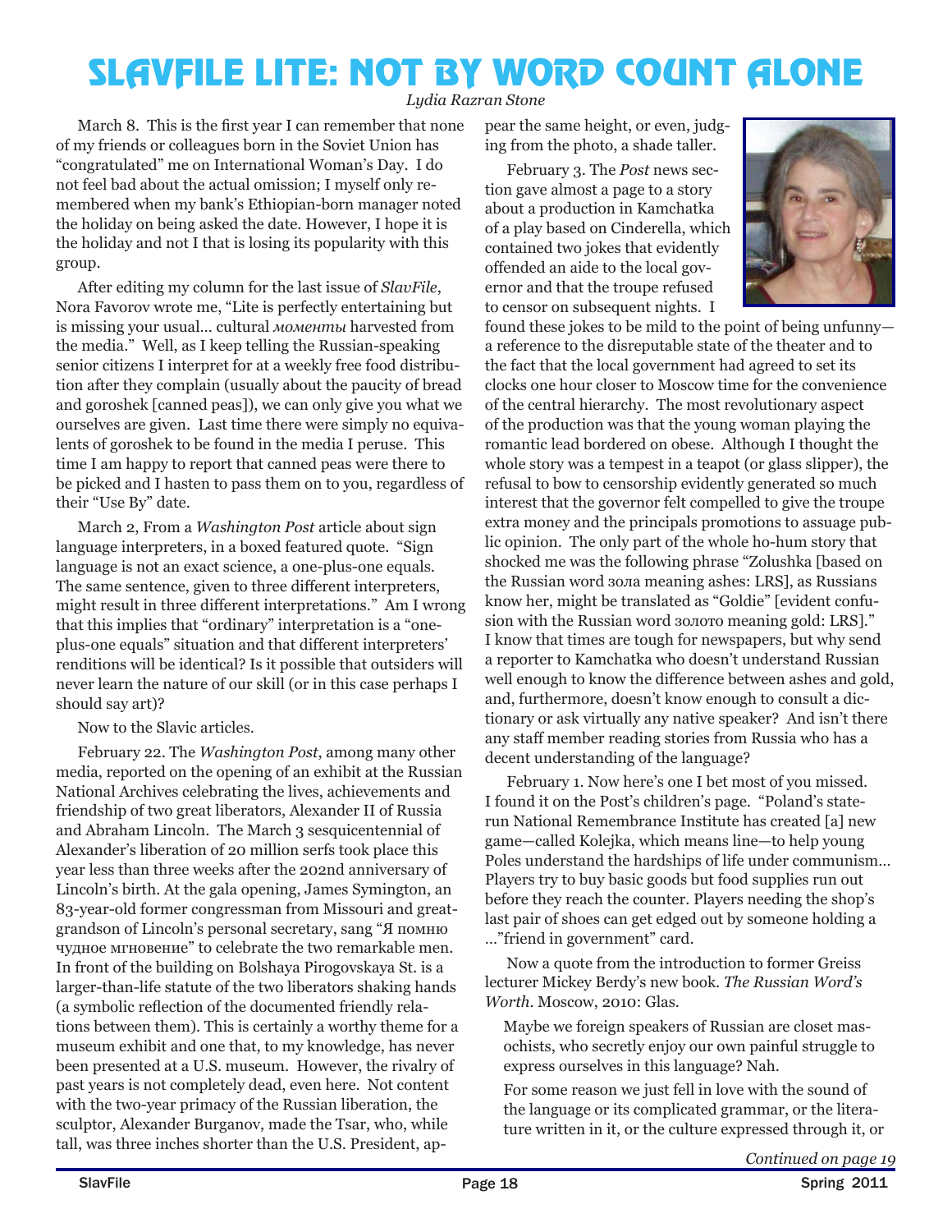# SlavFile Lite: Not by Word Count Alone

*Lydia Razran Stone*

March 8. This is the first year I can remember that none of my friends or colleagues born in the Soviet Union has "congratulated" me on International Woman's Day. I do not feel bad about the actual omission; I myself only remembered when my bank's Ethiopian-born manager noted the holiday on being asked the date. However, I hope it is the holiday and not I that is losing its popularity with this group.

After editing my column for the last issue of *SlavFile*, Nora Favorov wrote me, "Lite is perfectly entertaining but is missing your usual… cultural *моменты* harvested from the media." Well, as I keep telling the Russian-speaking senior citizens I interpret for at a weekly free food distribution after they complain (usually about the paucity of bread and goroshek [canned peas]), we can only give you what we ourselves are given. Last time there were simply no equivalents of goroshek to be found in the media I peruse. This time I am happy to report that canned peas were there to be picked and I hasten to pass them on to you, regardless of their "Use By" date.

March 2, From a *Washington Post* article about sign language interpreters, in a boxed featured quote. "Sign language is not an exact science, a one-plus-one equals. The same sentence, given to three different interpreters, might result in three different interpretations." Am I wrong that this implies that "ordinary" interpretation is a "one-plus-one equals" situation and that different interpreters' renditions will be identical? Is it possible that outsiders will never learn the nature of our skill (or in this case perhaps I should say art)?

Now to the Slavic articles.

February 22. The *Washington Post*, among many other media, reported on the opening of an exhibit at the Russian National Archives celebrating the lives, achievements and friendship of two great liberators, Alexander II of Russia and Abraham Lincoln. The March 3 sesquicentennial of Alexander's liberation of 20 million serfs took place this year less than three weeks after the 202nd anniversary of Lincoln's birth. At the gala opening, James Symington, an 83-year-old former congressman from Missouri and great-grandson of Lincoln's personal secretary, sang "Я помню чудное мгновение" to celebrate the two remarkable men. In front of the building on Bolshaya Pirogovskaya St. is a larger-than-life statute of the two liberators shaking hands (a symbolic reflection of the documented friendly relations between them). This is certainly a worthy theme for a museum exhibit and one that, to my knowledge, has never been presented at a U.S. museum. However, the rivalry of past years is not completely dead, even here. Not content with the two-year primacy of the Russian liberation, the sculptor, Alexander Burganov, made the Tsar, who, while tall, was three inches shorter than the U.S. President, appear the same height, or even, judging from the photo, a shade taller.

February 3. The *Post* news section gave almost a page to a story about a production in Kamchatka of a play based on Cinderella, which contained two jokes that evidently offended an aide to the local governor and that the troupe refused to censor on subsequent nights. I found these jokes to be mild to the point of being unfunny—a reference to the disreputable state of the theater and to the fact that the local government had agreed to set its clocks one hour closer to Moscow time for the convenience of the central hierarchy. The most revolutionary aspect of the production was that the young woman playing the romantic lead bordered on obese. Although I thought the whole story was a tempest in a teapot (or glass slipper), the refusal to bow to censorship evidently generated so much interest that the governor felt compelled to give the troupe extra money and the principals promotions to assuage public opinion. The only part of the whole ho-hum story that shocked me was the following phrase "Zolushka [based on the Russian word зола meaning ashes: LRS], as Russians know her, might be translated as "Goldie" [evident confusion with the Russian word золото meaning gold: LRS]." I know that times are tough for newspapers, but why send a reporter to Kamchatka who doesn't understand Russian well enough to know the difference between ashes and gold, and, furthermore, doesn't know enough to consult a dictionary or ask virtually any native speaker? And isn't there any staff member reading stories from Russia who has a decent understanding of the language?

February 1. Now here's one I bet most of you missed. I found it on the Post's children's page. "Poland's state-run National Remembrance Institute has created [a] new game—called Kolejka, which means line—to help young Poles understand the hardships of life under communism… Players try to buy basic goods but food supplies run out before they reach the counter. Players needing the shop's last pair of shoes can get edged out by someone holding a …"friend in government" card.

Now a quote from the introduction to former Greiss lecturer Mickey Berdy's new book. *The Russian Word's Worth*. Moscow, 2010: Glas.

> Maybe we foreign speakers of Russian are closet masochists, who secretly enjoy our own painful struggle to express ourselves in this language? Nah.
>
> For some reason we just fell in love with the sound of the language or its complicated grammar, or the literature written in it, or the culture expressed through it, or

*Continued on page 19*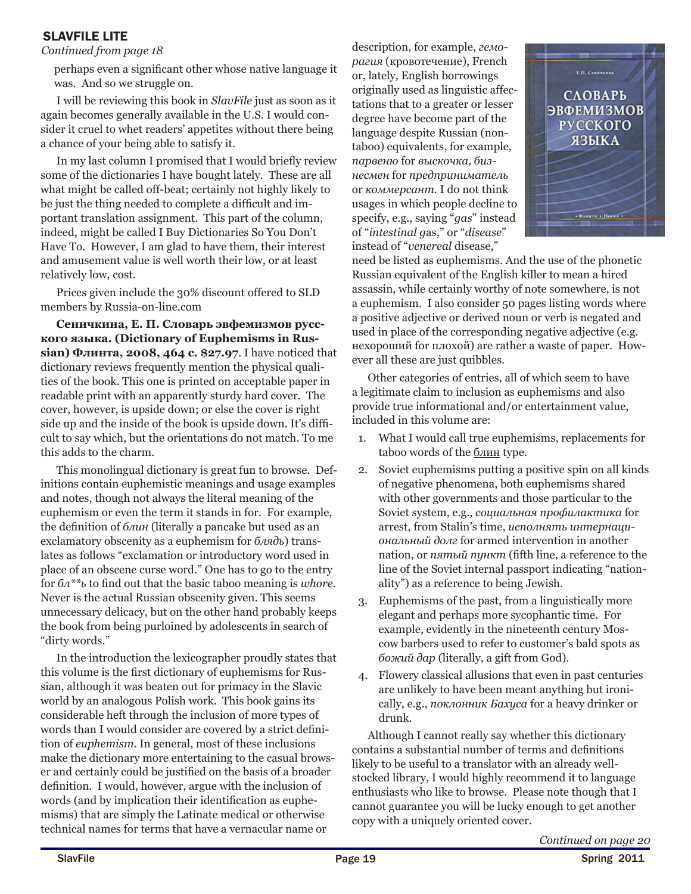## SLAVFILE LITE

*Continued from page 18*

perhaps even a significant other whose native language it was. And so we struggle on.

I will be reviewing this book in *SlavFile* just as soon as it again becomes generally available in the U.S. I would consider it cruel to whet readers' appetites without there being a chance of your being able to satisfy it.

In my last column I promised that I would briefly review some of the dictionaries I have bought lately. These are all what might be called off-beat; certainly not highly likely to be just the thing needed to complete a difficult and important translation assignment. This part of the column, indeed, might be called I Buy Dictionaries So You Don't Have To. However, I am glad to have them, their interest and amusement value is well worth their low, or at least relatively low, cost.

Prices given include the 30% discount offered to SLD members by Russia-on-line.com

**Сеничкина, Е. П. Словарь эвфемизмов русского языка. (Dictionary of Euphemisms in Russian) Флинта, 2008, 464 с. $27.97**. I have noticed that dictionary reviews frequently mention the physical qualities of the book. This one is printed on acceptable paper in readable print with an apparently sturdy hard cover. The cover, however, is upside down; or else the cover is right side up and the inside of the book is upside down. It's difficult to say which, but the orientations do not match. To me this adds to the charm.

This monolingual dictionary is great fun to browse. Definitions contain euphemistic meanings and usage examples and notes, though not always the literal meaning of the euphemism or even the term it stands in for. For example, the definition of *блин* (literally a pancake but used as an exclamatory obscenity as a euphemism for *блядь*) translates as follows "exclamation or introductory word used in place of an obscene curse word." One has to go to the entry for *бл**ь* to find out that the basic taboo meaning is *whore*. Never is the actual Russian obscenity given. This seems unnecessary delicacy, but on the other hand probably keeps the book from being purloined by adolescents in search of "dirty words."

In the introduction the lexicographer proudly states that this volume is the first dictionary of euphemisms for Russian, although it was beaten out for primacy in the Slavic world by an analogous Polish work. This book gains its considerable heft through the inclusion of more types of words than I would consider are covered by a strict definition of *euphemism*. In general, most of these inclusions make the dictionary more entertaining to the casual browser and certainly could be justified on the basis of a broader definition. I would, however, argue with the inclusion of words (and by implication their identification as euphemisms) that are simply the Latinate medical or otherwise technical names for terms that have a vernacular name or description, for example, *геморагия* (кровотечение), French or, lately, English borrowings originally used as linguistic affectations that to a greater or lesser degree have become part of the language despite Russian (non-taboo) equivalents, for example, *парвеню* for *выскочка, бизнесмен* for *предприниматель* or *коммерсант*. I do not think usages in which people decline to specify, e.g., saying "*gas*" instead of "*intestinal g*as," or "*disease*" instead of "*venereal* disease," need be listed as euphemisms. And the use of the phonetic Russian equivalent of the English killer to mean a hired assassin, while certainly worthy of note somewhere, is not a euphemism. I also consider 50 pages listing words where a positive adjective or derived noun or verb is negated and used in place of the corresponding negative adjective (e.g. нехороший for плохой) are rather a waste of paper. However all these are just quibbles.

Other categories of entries, all of which seem to have a legitimate claim to inclusion as euphemisms and also provide true informational and/or entertainment value, included in this volume are:

1. What I would call true euphemisms, replacements for taboo words of the блин type.
2. Soviet euphemisms putting a positive spin on all kinds of negative phenomena, both euphemisms shared with other governments and those particular to the Soviet system, e.g., *социальная профилактика* for arrest, from Stalin's time, *исполнять интернациональный долг* for armed intervention in another nation, or *пятый пункт* (fifth line, a reference to the line of the Soviet internal passport indicating "nationality") as a reference to being Jewish.
3. Euphemisms of the past, from a linguistically more elegant and perhaps more sycophantic time. For example, evidently in the nineteenth century Moscow barbers used to refer to customer's bald spots as *божий дар* (literally, a gift from God).
4. Flowery classical allusions that even in past centuries are unlikely to have been meant anything but ironically, e.g., *поклонник Бахуса* for a heavy drinker or drunk.

Although I cannot really say whether this dictionary contains a substantial number of terms and definitions likely to be useful to a translator with an already well-stocked library, I would highly recommend it to language enthusiasts who like to browse. Please note though that I cannot guarantee you will be lucky enough to get another copy with a uniquely oriented cover.

*Continued on page 20*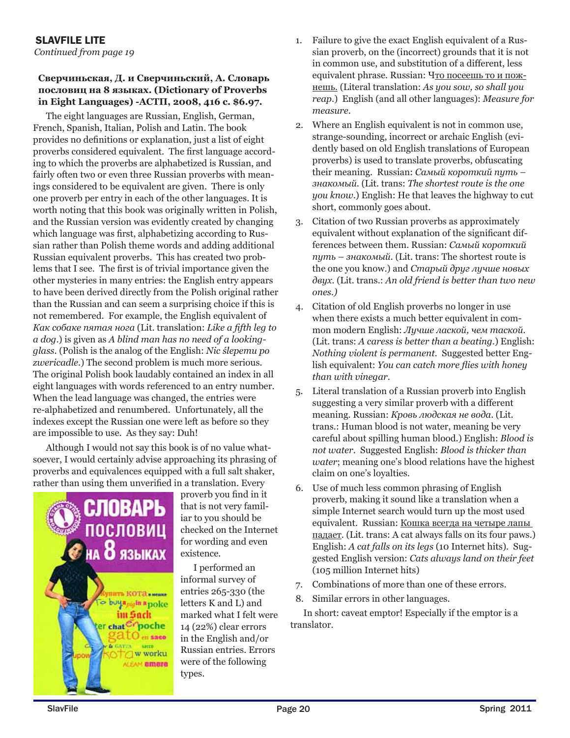## SLAVFILE LITE

*Continued from page 19*

**Сверчиньская, Д. и Сверчиньский, А. Словарь пословиц на 8 языках. (Dictionary of Proverbs in Eight Languages) -АСТП, 2008, 416 с. $6.97.**

The eight languages are Russian, English, German, French, Spanish, Italian, Polish and Latin. The book provides no definitions or explanation, just a list of eight proverbs considered equivalent. The first language according to which the proverbs are alphabetized is Russian, and fairly often two or even three Russian proverbs with meanings considered to be equivalent are given. There is only one proverb per entry in each of the other languages. It is worth noting that this book was originally written in Polish, and the Russian version was evidently created by changing which language was first, alphabetizing according to Russian rather than Polish theme words and adding additional Russian equivalent proverbs. This has created two problems that I see. The first is of trivial importance given the other mysteries in many entries: the English entry appears to have been derived directly from the Polish original rather than the Russian and can seem a surprising choice if this is not remembered. For example, the English equivalent of *Как собаке пятая нога* (Lit. translation: *Like a fifth leg to a dog*.) is given as *A blind man has no need of a looking-glass*. (Polish is the analog of the English: *Nic ślepemu po zwericadle*.) The second problem is much more serious. The original Polish book laudably contained an index in all eight languages with words referenced to an entry number. When the lead language was changed, the entries were re-alphabetized and renumbered. Unfortunately, all the indexes except the Russian one were left as before so they are impossible to use. As they say: Duh!

Although I would not say this book is of no value whatsoever, I would certainly advise approaching its phrasing of proverbs and equivalences equipped with a full salt shaker, rather than using them unverified in a translation. Every proverb you find in it that is not very familiar to you should be checked on the Internet for wording and even existence.

I performed an informal survey of entries 265-330 (the letters K and L) and marked what I felt were 14 (22%) clear errors in the English and/or Russian entries. Errors were of the following types.

1. Failure to give the exact English equivalent of a Russian proverb, on the (incorrect) grounds that it is not in common use, and substitution of a different, less equivalent phrase. Russian: Что посеешь то и пожнешь. (Literal translation: *As you sow, so shall you reap*.) English (and all other languages): *Measure for measure*.
2. Where an English equivalent is not in common use, strange-sounding, incorrect or archaic English (evidently based on old English translations of European proverbs) is used to translate proverbs, obfuscating their meaning. Russian: *Самый короткий путь – знакомый*. (Lit. trans: *The shortest route is the one you know*.) English: He that leaves the highway to cut short, commonly goes about.
3. Citation of two Russian proverbs as approximately equivalent without explanation of the significant differences between them. Russian: *Самый короткий путь – знакомый*. (Lit. trans: The shortest route is the one you know.) and *Старый друг лучше новых двух*. (Lit. trans.: *An old friend is better than two new ones.)*
4. Citation of old English proverbs no longer in use when there exists a much better equivalent in common modern English: *Лучше лаской, чем таской*. (Lit. trans: *A caress is better than a beating*.) English: *Nothing violent is permanent*. Suggested better English equivalent: *You can catch more flies with honey than with vinegar*.
5. Literal translation of a Russian proverb into English suggesting a very similar proverb with a different meaning. Russian: *Кровь людская не вода*. (Lit. trans.: Human blood is not water, meaning be very careful about spilling human blood.) English: *Blood is not water*. Suggested English: *Blood is thicker than water*; meaning one's blood relations have the highest claim on one's loyalties.
6. Use of much less common phrasing of English proverb, making it sound like a translation when a simple Internet search would turn up the most used equivalent. Russian: Кошка всегда на четыре лапы падает. (Lit. trans: A cat always falls on its four paws.) English: *A cat falls on its legs* (10 Internet hits). Suggested English version: *Cats always land on their feet* (105 million Internet hits)
7. Combinations of more than one of these errors.
8. Similar errors in other languages.

In short: caveat emptor! Especially if the emptor is a translator.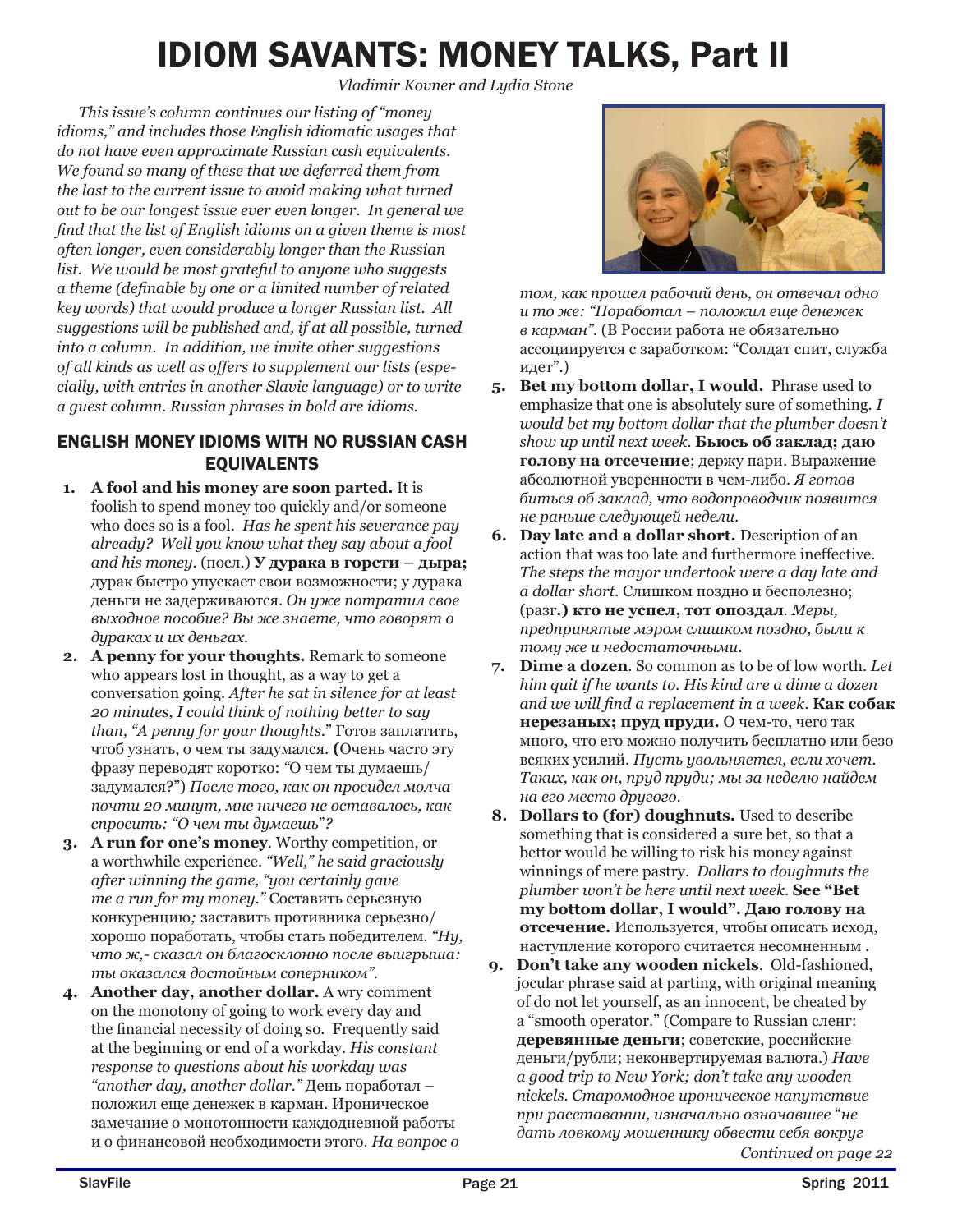# IDIOM SAVANTS: MONEY TALKS, Part II

*Vladimir Kovner and Lydia Stone*

*This issue's column continues our listing of "money idioms," and includes those English idiomatic usages that do not have even approximate Russian cash equivalents. We found so many of these that we deferred them from the last to the current issue to avoid making what turned out to be our longest issue ever even longer. In general we find that the list of English idioms on a given theme is most often longer, even considerably longer than the Russian list. We would be most grateful to anyone who suggests a theme (definable by one or a limited number of related key words) that would produce a longer Russian list. All suggestions will be published and, if at all possible, turned into a column. In addition, we invite other suggestions of all kinds as well as offers to supplement our lists (especially, with entries in another Slavic language) or to write a guest column. Russian phrases in bold are idioms.*

## ENGLISH MONEY IDIOMS WITH NO RUSSIAN CASH EQUIVALENTS

1. **A fool and his money are soon parted.** It is foolish to spend money too quickly and/or someone who does so is a fool. *Has he spent his severance pay already? Well you know what they say about a fool and his money.* (посл.) **У дурака в горсти – дыра;** дурак быстро упускает свои возможности; у дурака деньги не задерживаются. *Он уже потратил свое выходное пособие? Вы же знаете, что говорят о дураках и их деньгах.*
2. **A penny for your thoughts.** Remark to someone who appears lost in thought, as a way to get a conversation going. *After he sat in silence for at least 20 minutes, I could think of nothing better to say than, "A penny for your thoughts."* Готов заплатить, чтоб узнать, о чем ты задумался. **(**Очень часто эту фразу переводят коротко: "О чем ты думаешь/задумался?") *После того, как он просидел молча почти 20 минут, мне ничего не оставалось, как спросить: "О чем ты думаешь"?*
3. **A run for one's money**. Worthy competition, or a worthwhile experience. *"Well," he said graciously after winning the game, "you certainly gave me a run for my money."* Составить серьезную конкуренцию*;* заставить противника серьезно/хорошо поработать, чтобы стать победителем. *"Ну, что ж,- сказал он благосклонно после выигрыша: ты оказался достойным соперником".*
4. **Another day, another dollar.** A wry comment on the monotony of going to work every day and the financial necessity of doing so. Frequently said at the beginning or end of a workday. *His constant response to questions about his workday was "another day, another dollar."* День поработал – положил еще денежек в карман. Ироническое замечание о монотонности каждодневной работы и о финансовой необходимости этого. *На вопрос о том, как прошел рабочий день, он отвечал одно и то же: "Поработал – положил еще денежек в карман".* (В России работа не обязательно ассоциируется с заработком: "Солдат спит, служба идет".)
5. **Bet my bottom dollar, I would.** Phrase used to emphasize that one is absolutely sure of something. *I would bet my bottom dollar that the plumber doesn't show up until next week.* **Бьюсь об заклад; даю голову на отсечение**; держу пари. Выражение абсолютной уверенности в чем-либо. *Я готов биться об заклад, что водопроводчик появится не раньше следующей недели.*
6. **Day late and a dollar short.** Description of an action that was too late and furthermore ineffective. *The steps the mayor undertook were a day late and a dollar short.* Слишком поздно и бесполезно; (разг**.) кто не успел, тот опоздал**. *Меры, предпринятые мэром слишком поздно, были к тому же и недостаточными.*
7. **Dime a dozen**. So common as to be of low worth. *Let him quit if he wants to. His kind are a dime a dozen and we will find a replacement in a week.* **Как собак нерезаных; пруд пруди.** О чем-то, чего так много, что его можно получить бесплатно или безо всяких усилий. *Пусть увольняется, если хочет. Таких, как он, пруд пруди; мы за неделю найдем на его место другого.*
8. **Dollars to (for) doughnuts.** Used to describe something that is considered a sure bet, so that a bettor would be willing to risk his money against winnings of mere pastry. *Dollars to doughnuts the plumber won't be here until next week.* **See "Bet my bottom dollar, I would". Даю голову на отсечение.** Используется, чтобы описать исход, наступление которого считается несомненным .
9. **Don't take any wooden nickels**. Old-fashioned, jocular phrase said at parting, with original meaning of do not let yourself, as an innocent, be cheated by a "smooth operator." (Compare to Russian сленг: **деревянные деньги**; советские, российские деньги/рубли; неконвертируемая валюта.) *Have a good trip to New York; don't take any wooden nickels. Старомодное ироническое напутствие при расставании, изначально означавшее "не дать ловкому мошеннику обвести себя вокруг*

*Continued on page 22*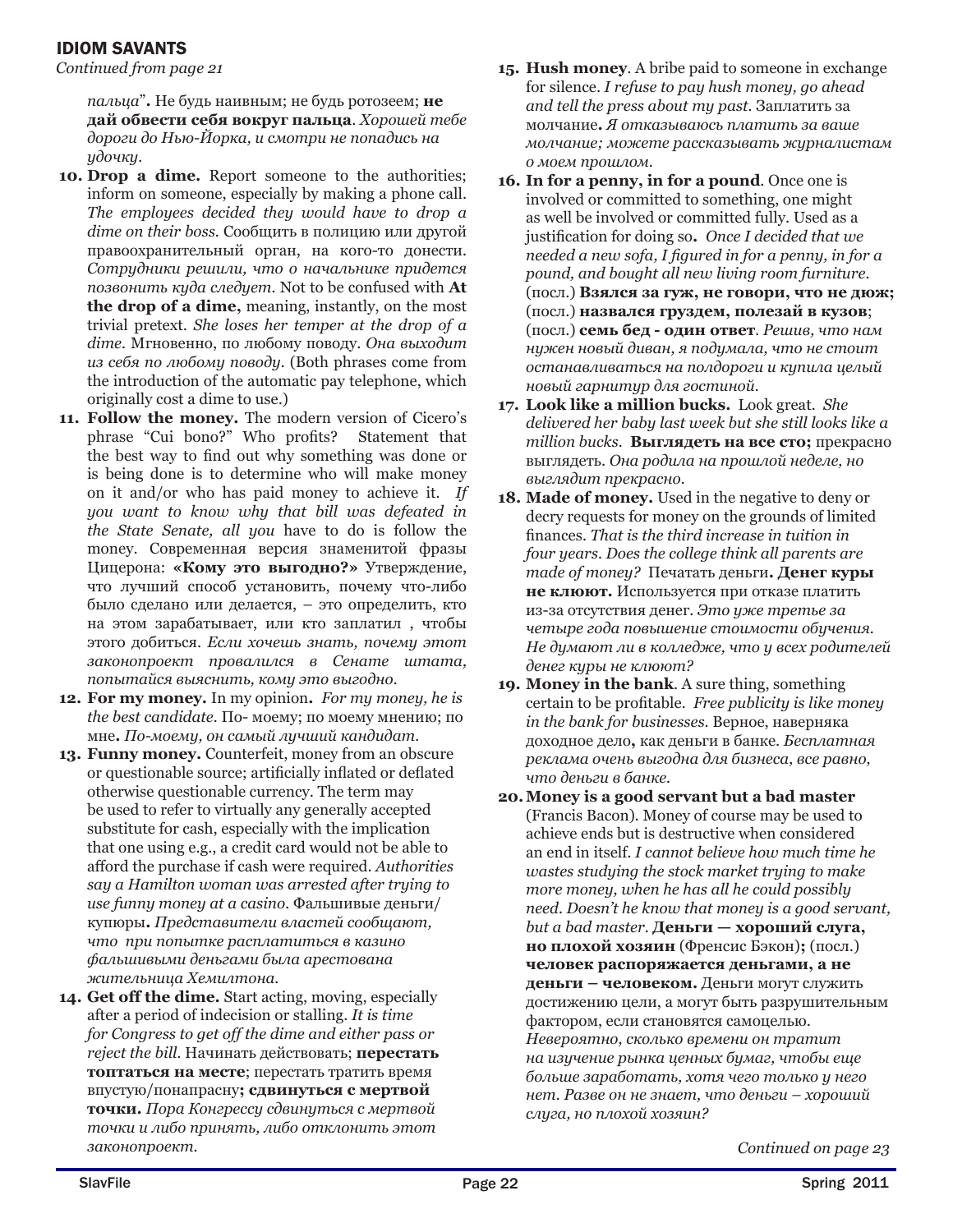## IDIOM SAVANTS

*Continued from page 21*

*пальца*". Не будь наивным; не будь ротозеем; **не дай обвести себя вокруг пальца**. *Хорошей тебе дороги до Нью-Йорка, и смотри не попадись на удочку.*

10. **Drop a dime.** Report someone to the authorities; inform on someone, especially by making a phone call. *The employees decided they would have to drop a dime on their boss.* Сообщить в полицию или другой правоохранительный орган, на кого-то донести. *Сотрудники решили, что о начальнике придется позвонить куда следует.* Not to be confused with **At the drop of a dime,** meaning, instantly, on the most trivial pretext. *She loses her temper at the drop of a dime.* Мгновенно, по любому поводу. *Она выходит из себя по любому поводу.* (Both phrases come from the introduction of the automatic pay telephone, which originally cost a dime to use.)
11. **Follow the money.** The modern version of Cicero's phrase "Cui bono?" Who profits? Statement that the best way to find out why something was done or is being done is to determine who will make money on it and/or who has paid money to achieve it. *If you want to know why that bill was defeated in the State Senate, all you* have to do is follow the money. Современная версия знаменитой фразы Цицерона: **«Кому это выгодно?»** Утверждение, что лучший способ установить, почему что-либо было сделано или делается, – это определить, кто на этом зарабатывает, или кто заплатил , чтобы этого добиться. *Если хочешь знать, почему этот законопроект провалился в Сенате штата, попытайся выяснить, кому это выгодно.*
12. **For my money.** In my opinion**.** *For my money, he is the best candidate.* По- моему; по моему мнению; по мне**.** *По-моему, он самый лучший кандидат.*
13. **Funny money.** Counterfeit, money from an obscure or questionable source; artificially inflated or deflated otherwise questionable currency. The term may be used to refer to virtually any generally accepted substitute for cash, especially with the implication that one using e.g., a credit card would not be able to afford the purchase if cash were required. *Authorities say a Hamilton woman was arrested after trying to use funny money at a casino.* Фальшивые деньги/купюры**.** *Представители властей сообщают, что при попытке расплатиться в казино фальшивыми деньгами была арестована жительница Хемилтона.*
14. **Get off the dime.** Start acting, moving, especially after a period of indecision or stalling. *It is time for Congress to get off the dime and either pass or reject the bill.* Начинать действовать; **перестать топтаться на месте**; перестать тратить время впустую/понапрасну**; сдвинуться с мертвой точки.** *Пора Конгрессу сдвинуться с мертвой точки и либо принять, либо отклонить этот законопроект.*
15. **Hush money**. A bribe paid to someone in exchange for silence. *I refuse to pay hush money, go ahead and tell the press about my past.* Заплатить за молчание**.** *Я отказываюсь платить за ваше молчание; можете рассказывать журналистам о моем прошлом.*
16. **In for a penny, in for a pound**. Once one is involved or committed to something, one might as well be involved or committed fully. Used as a justification for doing so**.** *Once I decided that we needed a new sofa, I figured in for a penny, in for a pound, and bought all new living room furniture.* (посл.) **Взялся за гуж, не говори, что не дюж;** (посл.) **назвался груздем, полезай в кузов**; (посл.) **семь бед - один ответ**. *Решив, что нам нужен новый диван, я подумала, что не стоит останавливаться на полдороги и купила целый новый гарнитур для гостиной.*
17. **Look like a million bucks.** Look great. *She delivered her baby last week but she still looks like a million bucks.* **Выглядеть на все сто;** прекрасно выглядеть. *Она родила на прошлой неделе, но выглядит прекрасно.*
18. **Made of money.** Used in the negative to deny or decry requests for money on the grounds of limited finances. *That is the third increase in tuition in four years. Does the college think all parents are made of money?* Печатать деньги**. Денег куры не клюют.** Используется при отказе платить из-за отсутствия денег. *Это уже третье за четыре года повышение стоимости обучения. Не думают ли в колледже, что у всех родителей денег куры не клюют?*
19. **Money in the bank**. A sure thing, something certain to be profitable. *Free publicity is like money in the bank for businesses.* Верное, наверняка доходное дело**,** как деньги в банке. *Бесплатная реклама очень выгодна для бизнеса, все равно, что деньги в банке.*
20. **Money is a good servant but a bad master** (Francis Bacon). Money of course may be used to achieve ends but is destructive when considered an end in itself. *I cannot believe how much time he wastes studying the stock market trying to make more money, when he has all he could possibly need. Doesn't he know that money is a good servant, but a bad master*. **Деньги — хороший слуга, но плохой хозяин** (Френсис Бэкон)**;** (посл.) **человек распоряжается деньгами, а не деньги – человеком.** Деньги могут служить достижению цели, а могут быть разрушительным фактором, если становятся самоцелью. *Невероятно, сколько времени он тратит на изучение рынка ценных бумаг, чтобы еще больше заработать, хотя чего только у него нет. Разве он не знает, что деньги – хороший слуга, но плохой хозяин?*

*Continued on page 23*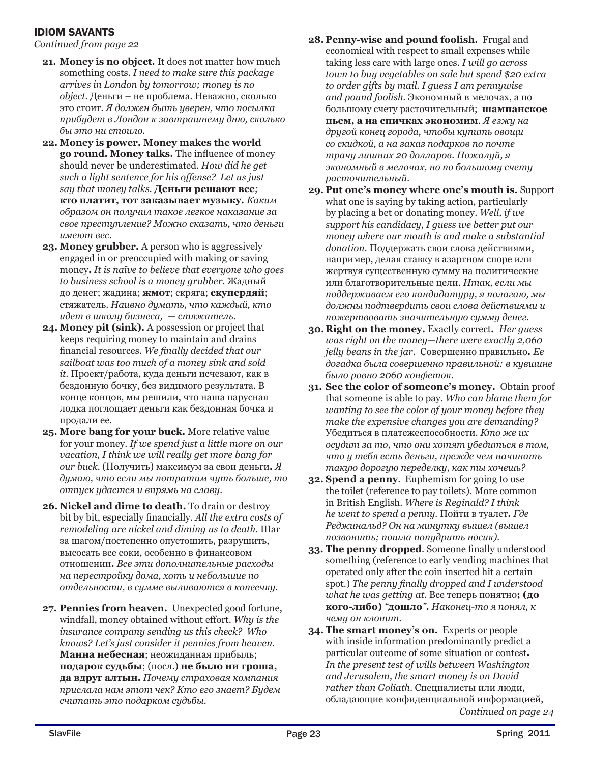## IDIOM SAVANTS

*Continued from page 22*

21. **Money is no object.** It does not matter how much something costs. *I need to make sure this package arrives in London by tomorrow; money is no object.* Деньги – не проблема. Неважно, сколько это стоит. *Я должен быть уверен, что посылка прибудет в Лондон к завтрашнему дню, сколько бы это ни стоило.*

22. **Money is power. Money makes the world go round. Money talks.** The influence of money should never be underestimated. *How did he get such a light sentence for his offense? Let us just say that money talks.* **Деньги решают все***;* **кто платит, тот заказывает музыку.** *Каким образом он получил такое легкое наказание за свое преступление? Можно сказать, что деньги имеют вес.*

23. **Money grubber.** A person who is aggressively engaged in or preoccupied with making or saving money**.** *It is naïve to believe that everyone who goes to business school is a money grubber.* Жадный до денег; жадина; **жмот**; скряга; **скупердяй**; стяжатель. *Наивно думать, что каждый, кто идет в школу бизнеса, — стяжатель.*

24. **Money pit (sink).** A possession or project that keeps requiring money to maintain and drains financial resources. *We finally decided that our sailboat was too much of a money sink and sold it.* Проект/работа, куда деньги исчезают, как в бездонную бочку, без видимого результата. В конце концов, мы решили, что наша парусная лодка поглощает деньги как бездонная бочка и продали ее.

25. **More bang for your buck.** More relative value for your money. *If we spend just a little more on our vacation, I think we will really get more bang for our buck.* (Получить) максимум за свои деньги**.** *Я думаю, что если мы потратим чуть больше, то отпуск удастся и впрямь на славу.*

26. **Nickel and dime to death.** To drain or destroy bit by bit, especially financially. *All the extra costs of remodeling are nickel and diming us to death.* Шаг за шагом/постепенно опустошить, разрушить, высосать все соки, особенно в финансовом отношении**.** *Все эти дополнительные расходы на перестройку дома, хоть и небольшие по отдельности, в сумме выливаются в копеечку.*

27. **Pennies from heaven.** Unexpected good fortune, windfall, money obtained without effort. *Why is the insurance company sending us this check? Who knows? Let's just consider it pennies from heaven.* **Манна небесная**; неожиданная прибыль; **подарок судьбы**; (посл.) **не было ни гроша, да вдруг алтын.** *Почему страховая компания прислала нам этот чек? Кто его знает? Будем считать это подарком судьбы.*

28. **Penny-wise and pound foolish.** Frugal and economical with respect to small expenses while taking less care with large ones. *I will go across town to buy vegetables on sale but spend $20 extra to order gifts by mail. I guess I am pennywise and pound foolish.* Экономный в мелочах, а по большому счету расточительный; **шампанское пьем, а на спичках экономим**. *Я езжу на другой конец города, чтобы купить овощи со скидкой, а на заказ подарков по почте трачу лишних 20 долларов. Пожалуй, я экономный в мелочах, но по большому счету расточительный.*

29. **Put one's money where one's mouth is.** Support what one is saying by taking action, particularly by placing a bet or donating money. *Well, if we support his candidacy, I guess we better put our money where our mouth is and make a substantial donation.* Поддержать свои слова действиями, например, делая ставку в азартном споре или жертвуя существенную сумму на политические или благотворительные цели. *Итак, если мы поддерживаем его кандидатуру, я полагаю, мы должны подтвердить свои слова действиями и пожертвовать значительную сумму денег.*

30. **Right on the money.** Exactly correct**.** *Her guess was right on the money—there were exactly 2,060 jelly beans in the jar.* Совершенно правильно**.** *Ее догадка была совершенно правильной: в кувшине было ровно 2060 конфеток.*

31. **See the color of someone's money.** Obtain proof that someone is able to pay. *Who can blame them for wanting to see the color of your money before they make the expensive changes you are demanding?* Убедиться в платежеспособности. *Кто же их осудит за то, что они хотят убедиться в том, что у тебя есть деньги, прежде чем начинать такую дорогую переделку, как ты хочешь?*

32. **Spend a penny**. Euphemism for going to use the toilet (reference to pay toilets). More common in British English. *Where is Reginald? I think he went to spend a penny.* Пойти в туалет**.** *Где Реджинальд? Он на минутку вышел (вышел позвонить; пошла попудрить носик).*

33. **The penny dropped**. Someone finally understood something (reference to early vending machines that operated only after the coin inserted hit a certain spot.) *The penny finally dropped and I understood what he was getting at.* Все теперь понятно**; (до кого-либо)** *"***дошло***".* *Наконец-то я понял, к чему он клонит.*

34. **The smart money's on.** Experts or people with inside information predominantly predict a particular outcome of some situation or contest**.** *In the present test of wills between Washington and Jerusalem, the smart money is on David rather than Goliath.* Специалисты или люди, обладающие конфиденциальной информацией,

*Continued on page 24*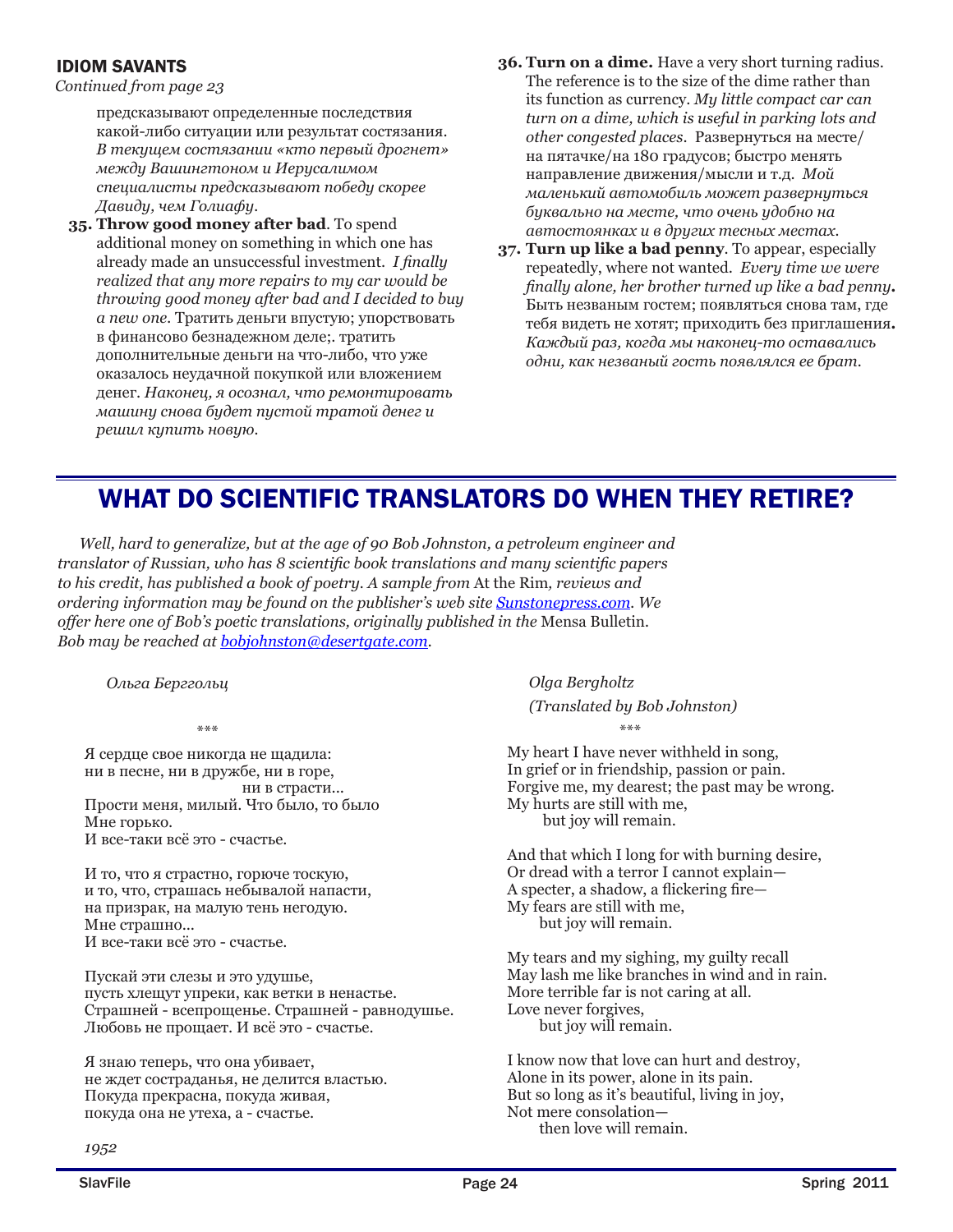## IDIOM SAVANTS

*Continued from page 23*

предсказывают определенные последствия какой-либо ситуации или результат состязания. *В текущем состязании «кто первый дрогнет» между Вашингтоном и Иерусалимом специалисты предсказывают победу скорее Давиду, чем Голиафу.*

35. **Throw good money after bad**. To spend additional money on something in which one has already made an unsuccessful investment. *I finally realized that any more repairs to my car would be throwing good money after bad and I decided to buy a new one.* Тратить деньги впустую; упорствовать в финансово безнадежном деле;. тратить дополнительные деньги на что-либо, что уже оказалось неудачной покупкой или вложением денег. *Наконец, я осознал, что ремонтировать машину снова будет пустой тратой денег и решил купить новую.*

36. **Turn on a dime.** Have a very short turning radius. The reference is to the size of the dime rather than its function as currency. *My little compact car can turn on a dime, which is useful in parking lots and other congested places.* Развернуться на месте/на пятачке/на 180 градусов; быстро менять направление движения/мысли и т.д. *Мой маленький автомобиль может развернуться буквально на месте, что очень удобно на автостоянках и в других тесных местах.*

37. **Turn up like a bad penny**. To appear, especially repeatedly, where not wanted. *Every time we were finally alone, her brother turned up like a bad penny***.** Быть незваным гостем; появляться снова там, где тебя видеть не хотят; приходить без приглашения**.** *Каждый раз, когда мы наконец-то оставались одни, как незваный гость появлялся ее брат.*

# WHAT DO SCIENTIFIC TRANSLATORS DO WHEN THEY RETIRE?

*Well, hard to generalize, but at the age of 90 Bob Johnston, a petroleum engineer and translator of Russian, who has 8 scientific book translations and many scientific papers to his credit, has published a book of poetry. A sample from* At the Rim*, reviews and ordering information may be found on the publisher's web site [Sunstonepress.com](Sunstonepress.com). We offer here one of Bob's poetic translations, originally published in the* Mensa Bulletin. *Bob may be reached at [bobjohnston@desertgate.com](mailto:bobjohnston@desertgate.com).*

*Ольга Берггольц*

\*\*\*

Я сердце свое никогда не щадила:
ни в песне, ни в дружбе, ни в горе,
ни в страсти...
Прости меня, милый. Что было, то было
Мне горько.
И все-таки всё это - счастье.

И то, что я страстно, горюче тоскую,
и то, что, страшась небывалой напасти,
на призрак, на малую тень негодую.
Мне страшно...
И все-таки всё это - счастье.

Пускай эти слезы и это удушье,
пусть хлещут упреки, как ветки в ненастье.
Страшней - всепрощенье. Страшней - равнодушье.
Любовь не прощает. И всё это - счастье.

Я знаю теперь, что она убивает,
не ждет состраданья, не делится властью.
Покуда прекрасна, покуда живая,
покуда она не утеха, а - счастье.

*1952*

*Olga Bergholtz*
*(Translated by Bob Johnston)*

\*\*\*

My heart I have never withheld in song,
In grief or in friendship, passion or pain.
Forgive me, my dearest; the past may be wrong.
My hurts are still with me,
but joy will remain.

And that which I long for with burning desire,
Or dread with a terror I cannot explain—
A specter, a shadow, a flickering fire—
My fears are still with me,
but joy will remain.

My tears and my sighing, my guilty recall
May lash me like branches in wind and in rain.
More terrible far is not caring at all.
Love never forgives,
but joy will remain.

I know now that love can hurt and destroy,
Alone in its power, alone in its pain.
But so long as it's beautiful, living in joy,
Not mere consolation—
then love will remain.